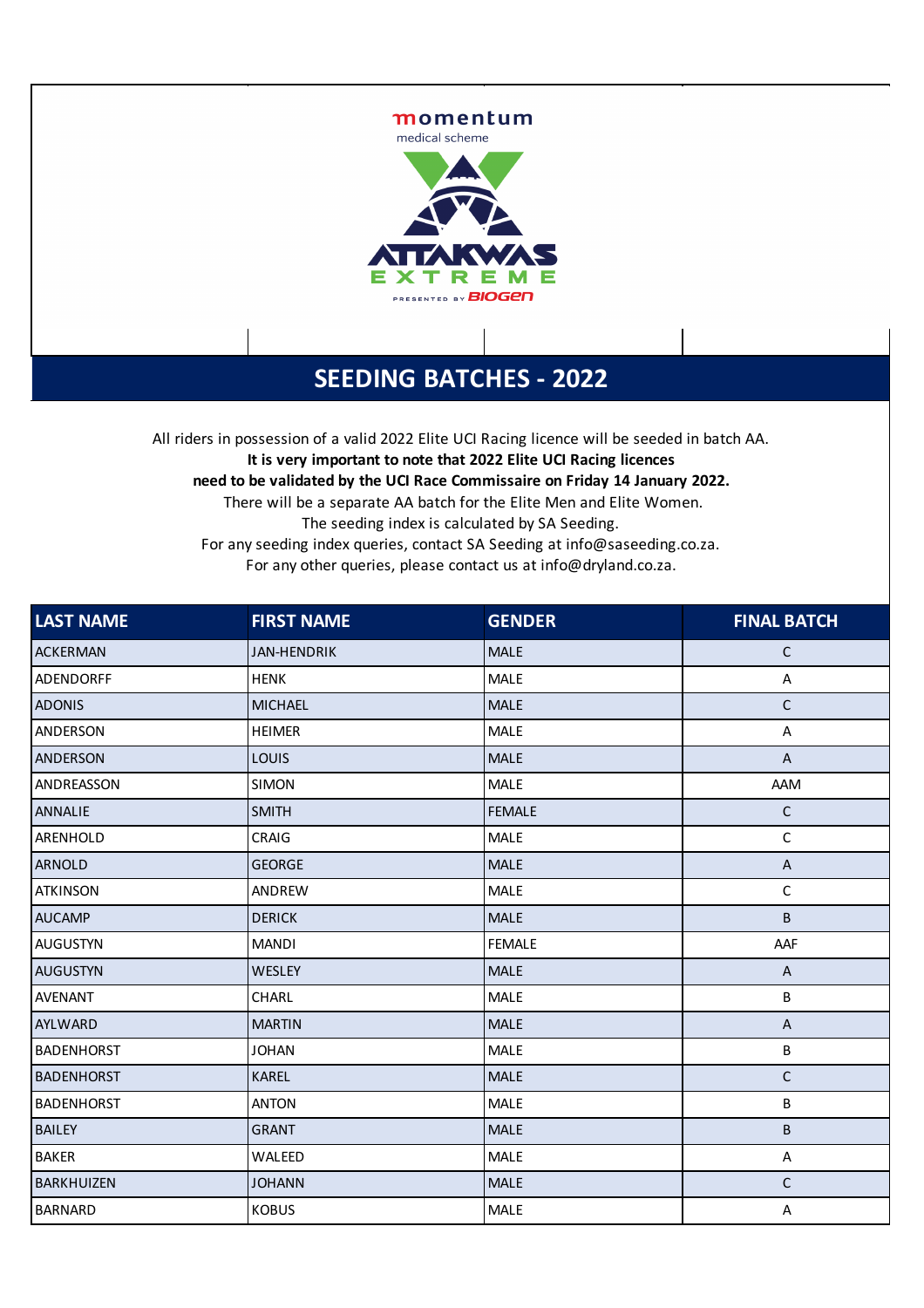momentum
medical scheme

ATTAKWAS EXTREME
PRESENTED BY BIOGEN

# SEEDING BATCHES - 2022

All riders in possession of a valid 2022 Elite UCI Racing licence will be seeded in batch AA.
**It is very important to note that 2022 Elite UCI Racing licences need to be validated by the UCI Race Commissaire on Friday 14 January 2022.**
There will be a separate AA batch for the Elite Men and Elite Women.
The seeding index is calculated by SA Seeding.
For any seeding index queries, contact SA Seeding at info@saseeding.co.za.
For any other queries, please contact us at info@dryland.co.za.

| LAST NAME | FIRST NAME | GENDER | FINAL BATCH |
|---|---|---|---|
| ACKERMAN | JAN-HENDRIK | MALE | C |
| ADENDORFF | HENK | MALE | A |
| ADONIS | MICHAEL | MALE | C |
| ANDERSON | HEIMER | MALE | A |
| ANDERSON | LOUIS | MALE | A |
| ANDREASSON | SIMON | MALE | AAM |
| ANNALIE | SMITH | FEMALE | C |
| ARENHOLD | CRAIG | MALE | C |
| ARNOLD | GEORGE | MALE | A |
| ATKINSON | ANDREW | MALE | C |
| AUCAMP | DERICK | MALE | B |
| AUGUSTYN | MANDI | FEMALE | AAF |
| AUGUSTYN | WESLEY | MALE | A |
| AVENANT | CHARL | MALE | B |
| AYLWARD | MARTIN | MALE | A |
| BADENHORST | JOHAN | MALE | B |
| BADENHORST | KAREL | MALE | C |
| BADENHORST | ANTON | MALE | B |
| BAILEY | GRANT | MALE | B |
| BAKER | WALEED | MALE | A |
| BARKHUIZEN | JOHANN | MALE | C |
| BARNARD | KOBUS | MALE | A |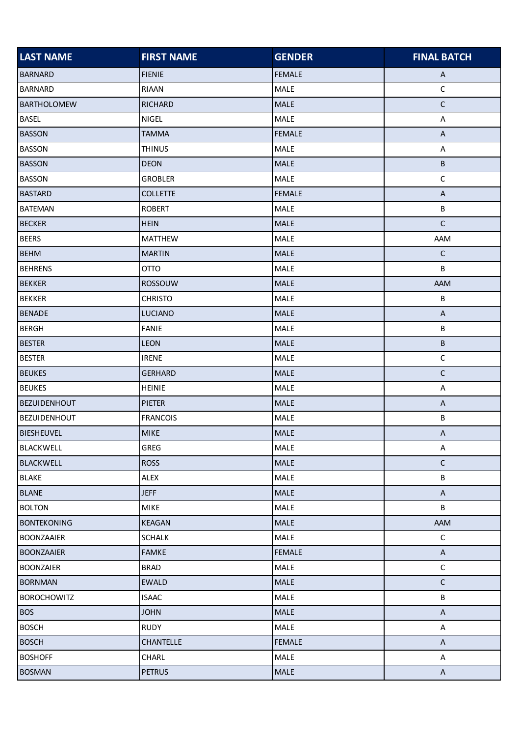| LAST NAME | FIRST NAME | GENDER | FINAL BATCH |
|---|---|---|---|
| BARNARD | FIENIE | FEMALE | A |
| BARNARD | RIAAN | MALE | C |
| BARTHOLOMEW | RICHARD | MALE | C |
| BASEL | NIGEL | MALE | A |
| BASSON | TAMMA | FEMALE | A |
| BASSON | THINUS | MALE | A |
| BASSON | DEON | MALE | B |
| BASSON | GROBLER | MALE | C |
| BASTARD | COLLETTE | FEMALE | A |
| BATEMAN | ROBERT | MALE | B |
| BECKER | HEIN | MALE | C |
| BEERS | MATTHEW | MALE | AAM |
| BEHM | MARTIN | MALE | C |
| BEHRENS | OTTO | MALE | B |
| BEKKER | ROSSOUW | MALE | AAM |
| BEKKER | CHRISTO | MALE | B |
| BENADE | LUCIANO | MALE | A |
| BERGH | FANIE | MALE | B |
| BESTER | LEON | MALE | B |
| BESTER | IRENE | MALE | C |
| BEUKES | GERHARD | MALE | C |
| BEUKES | HEINIE | MALE | A |
| BEZUIDENHOUT | PIETER | MALE | A |
| BEZUIDENHOUT | FRANCOIS | MALE | B |
| BIESHEUVEL | MIKE | MALE | A |
| BLACKWELL | GREG | MALE | A |
| BLACKWELL | ROSS | MALE | C |
| BLAKE | ALEX | MALE | B |
| BLANE | JEFF | MALE | A |
| BOLTON | MIKE | MALE | B |
| BONTEKONING | KEAGAN | MALE | AAM |
| BOONZAAIER | SCHALK | MALE | C |
| BOONZAAIER | FAMKE | FEMALE | A |
| BOONZAIER | BRAD | MALE | C |
| BORNMAN | EWALD | MALE | C |
| BOROCHOWITZ | ISAAC | MALE | B |
| BOS | JOHN | MALE | A |
| BOSCH | RUDY | MALE | A |
| BOSCH | CHANTELLE | FEMALE | A |
| BOSHOFF | CHARL | MALE | A |
| BOSMAN | PETRUS | MALE | A |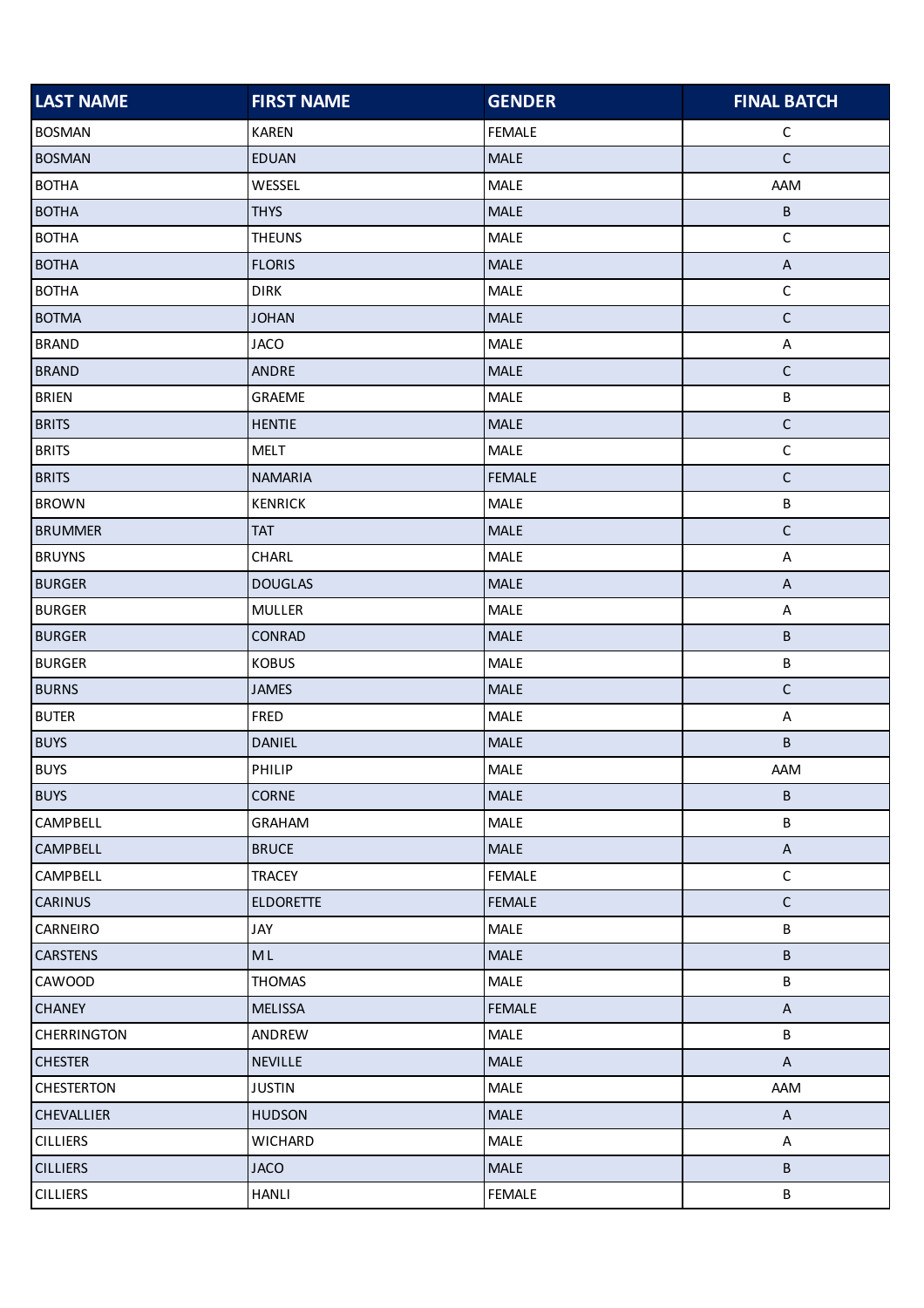| LAST NAME | FIRST NAME | GENDER | FINAL BATCH |
|---|---|---|---|
| BOSMAN | KAREN | FEMALE | C |
| BOSMAN | EDUAN | MALE | C |
| BOTHA | WESSEL | MALE | AAM |
| BOTHA | THYS | MALE | B |
| BOTHA | THEUNS | MALE | C |
| BOTHA | FLORIS | MALE | A |
| BOTHA | DIRK | MALE | C |
| BOTMA | JOHAN | MALE | C |
| BRAND | JACO | MALE | A |
| BRAND | ANDRE | MALE | C |
| BRIEN | GRAEME | MALE | B |
| BRITS | HENTIE | MALE | C |
| BRITS | MELT | MALE | C |
| BRITS | NAMARIA | FEMALE | C |
| BROWN | KENRICK | MALE | B |
| BRUMMER | TAT | MALE | C |
| BRUYNS | CHARL | MALE | A |
| BURGER | DOUGLAS | MALE | A |
| BURGER | MULLER | MALE | A |
| BURGER | CONRAD | MALE | B |
| BURGER | KOBUS | MALE | B |
| BURNS | JAMES | MALE | C |
| BUTER | FRED | MALE | A |
| BUYS | DANIEL | MALE | B |
| BUYS | PHILIP | MALE | AAM |
| BUYS | CORNE | MALE | B |
| CAMPBELL | GRAHAM | MALE | B |
| CAMPBELL | BRUCE | MALE | A |
| CAMPBELL | TRACEY | FEMALE | C |
| CARINUS | ELDORETTE | FEMALE | C |
| CARNEIRO | JAY | MALE | B |
| CARSTENS | M L | MALE | B |
| CAWOOD | THOMAS | MALE | B |
| CHANEY | MELISSA | FEMALE | A |
| CHERRINGTON | ANDREW | MALE | B |
| CHESTER | NEVILLE | MALE | A |
| CHESTERTON | JUSTIN | MALE | AAM |
| CHEVALLIER | HUDSON | MALE | A |
| CILLIERS | WICHARD | MALE | A |
| CILLIERS | JACO | MALE | B |
| CILLIERS | HANLI | FEMALE | B |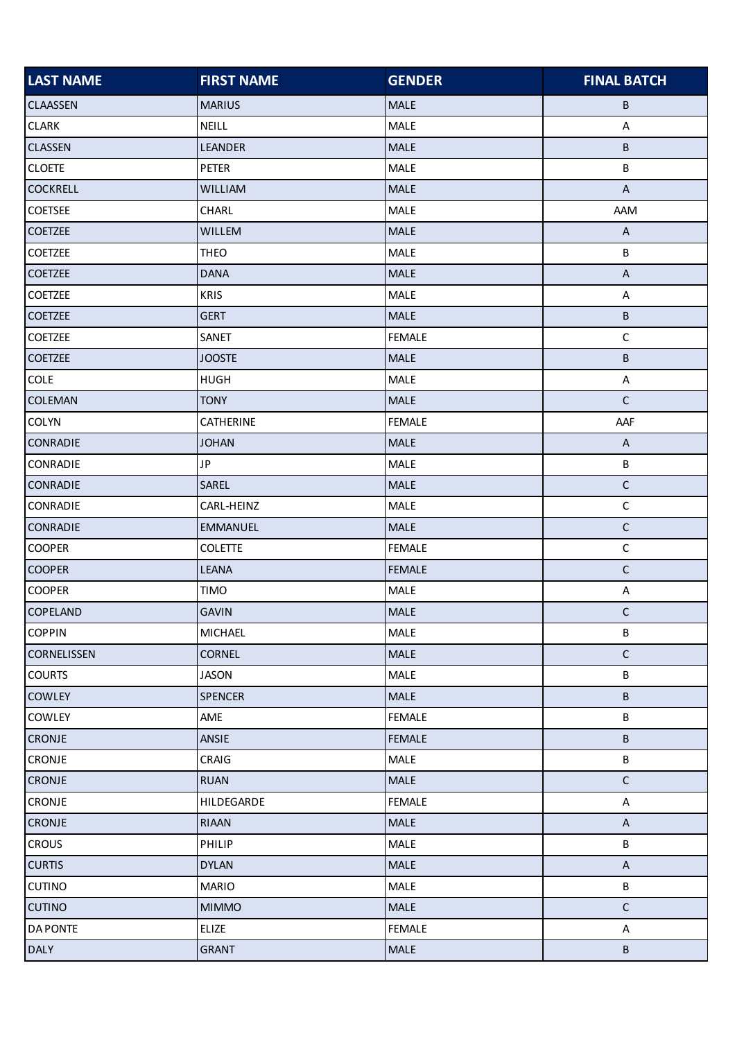| LAST NAME | FIRST NAME | GENDER | FINAL BATCH |
|---|---|---|---|
| CLAASSEN | MARIUS | MALE | B |
| CLARK | NEILL | MALE | A |
| CLASSEN | LEANDER | MALE | B |
| CLOETE | PETER | MALE | B |
| COCKRELL | WILLIAM | MALE | A |
| COETSEE | CHARL | MALE | AAM |
| COETZEE | WILLEM | MALE | A |
| COETZEE | THEO | MALE | B |
| COETZEE | DANA | MALE | A |
| COETZEE | KRIS | MALE | A |
| COETZEE | GERT | MALE | B |
| COETZEE | SANET | FEMALE | C |
| COETZEE | JOOSTE | MALE | B |
| COLE | HUGH | MALE | A |
| COLEMAN | TONY | MALE | C |
| COLYN | CATHERINE | FEMALE | AAF |
| CONRADIE | JOHAN | MALE | A |
| CONRADIE | JP | MALE | B |
| CONRADIE | SAREL | MALE | C |
| CONRADIE | CARL-HEINZ | MALE | C |
| CONRADIE | EMMANUEL | MALE | C |
| COOPER | COLETTE | FEMALE | C |
| COOPER | LEANA | FEMALE | C |
| COOPER | TIMO | MALE | A |
| COPELAND | GAVIN | MALE | C |
| COPPIN | MICHAEL | MALE | B |
| CORNELISSEN | CORNEL | MALE | C |
| COURTS | JASON | MALE | B |
| COWLEY | SPENCER | MALE | B |
| COWLEY | AME | FEMALE | B |
| CRONJE | ANSIE | FEMALE | B |
| CRONJE | CRAIG | MALE | B |
| CRONJE | RUAN | MALE | C |
| CRONJE | HILDEGARDE | FEMALE | A |
| CRONJE | RIAAN | MALE | A |
| CROUS | PHILIP | MALE | B |
| CURTIS | DYLAN | MALE | A |
| CUTINO | MARIO | MALE | B |
| CUTINO | MIMMO | MALE | C |
| DA PONTE | ELIZE | FEMALE | A |
| DALY | GRANT | MALE | B |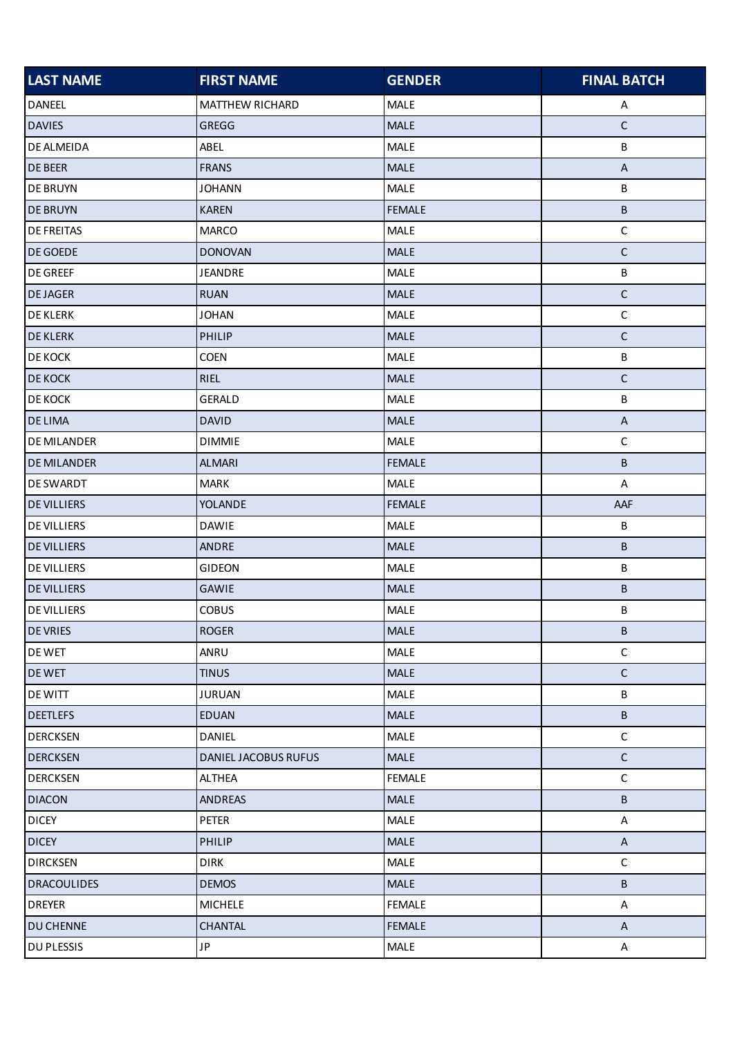| LAST NAME | FIRST NAME | GENDER | FINAL BATCH |
|---|---|---|---|
| DANEEL | MATTHEW RICHARD | MALE | A |
| DAVIES | GREGG | MALE | C |
| DE ALMEIDA | ABEL | MALE | B |
| DE BEER | FRANS | MALE | A |
| DE BRUYN | JOHANN | MALE | B |
| DE BRUYN | KAREN | FEMALE | B |
| DE FREITAS | MARCO | MALE | C |
| DE GOEDE | DONOVAN | MALE | C |
| DE GREEF | JEANDRE | MALE | B |
| DE JAGER | RUAN | MALE | C |
| DE KLERK | JOHAN | MALE | C |
| DE KLERK | PHILIP | MALE | C |
| DE KOCK | COEN | MALE | B |
| DE KOCK | RIEL | MALE | C |
| DE KOCK | GERALD | MALE | B |
| DE LIMA | DAVID | MALE | A |
| DE MILANDER | DIMMIE | MALE | C |
| DE MILANDER | ALMARI | FEMALE | B |
| DE SWARDT | MARK | MALE | A |
| DE VILLIERS | YOLANDE | FEMALE | AAF |
| DE VILLIERS | DAWIE | MALE | B |
| DE VILLIERS | ANDRE | MALE | B |
| DE VILLIERS | GIDEON | MALE | B |
| DE VILLIERS | GAWIE | MALE | B |
| DE VILLIERS | COBUS | MALE | B |
| DE VRIES | ROGER | MALE | B |
| DE WET | ANRU | MALE | C |
| DE WET | TINUS | MALE | C |
| DE WITT | JURUAN | MALE | B |
| DEETLEFS | EDUAN | MALE | B |
| DERCKSEN | DANIEL | MALE | C |
| DERCKSEN | DANIEL JACOBUS RUFUS | MALE | C |
| DERCKSEN | ALTHEA | FEMALE | C |
| DIACON | ANDREAS | MALE | B |
| DICEY | PETER | MALE | A |
| DICEY | PHILIP | MALE | A |
| DIRCKSEN | DIRK | MALE | C |
| DRACOULIDES | DEMOS | MALE | B |
| DREYER | MICHELE | FEMALE | A |
| DU CHENNE | CHANTAL | FEMALE | A |
| DU PLESSIS | JP | MALE | A |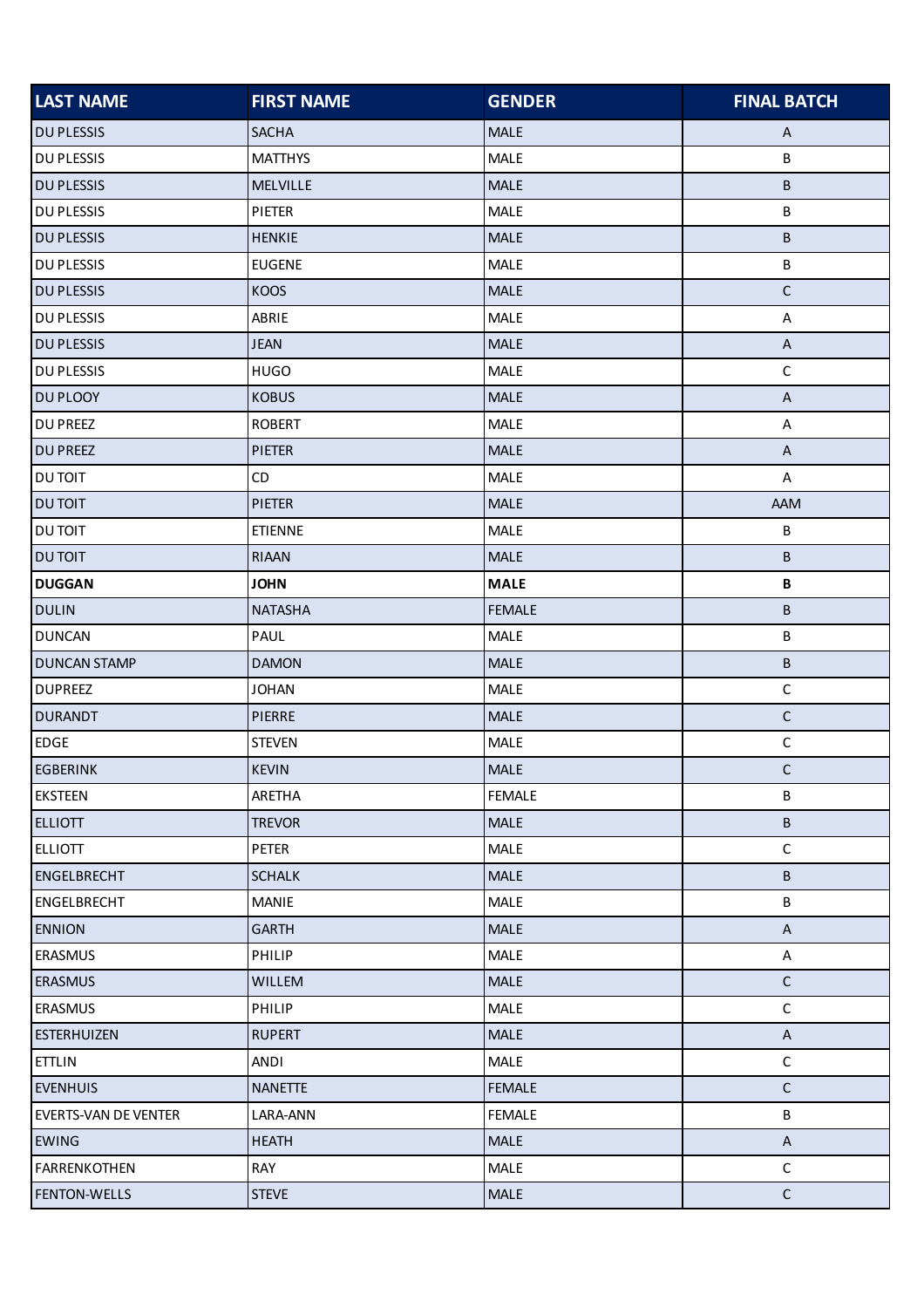| LAST NAME | FIRST NAME | GENDER | FINAL BATCH |
|---|---|---|---|
| DU PLESSIS | SACHA | MALE | A |
| DU PLESSIS | MATTHYS | MALE | B |
| DU PLESSIS | MELVILLE | MALE | B |
| DU PLESSIS | PIETER | MALE | B |
| DU PLESSIS | HENKIE | MALE | B |
| DU PLESSIS | EUGENE | MALE | B |
| DU PLESSIS | KOOS | MALE | C |
| DU PLESSIS | ABRIE | MALE | A |
| DU PLESSIS | JEAN | MALE | A |
| DU PLESSIS | HUGO | MALE | C |
| DU PLOOY | KOBUS | MALE | A |
| DU PREEZ | ROBERT | MALE | A |
| DU PREEZ | PIETER | MALE | A |
| DU TOIT | CD | MALE | A |
| DU TOIT | PIETER | MALE | AAM |
| DU TOIT | ETIENNE | MALE | B |
| DU TOIT | RIAAN | MALE | B |
| **DUGGAN** | **JOHN** | **MALE** | **B** |
| DULIN | NATASHA | FEMALE | B |
| DUNCAN | PAUL | MALE | B |
| DUNCAN STAMP | DAMON | MALE | B |
| DUPREEZ | JOHAN | MALE | C |
| DURANDT | PIERRE | MALE | C |
| EDGE | STEVEN | MALE | C |
| EGBERINK | KEVIN | MALE | C |
| EKSTEEN | ARETHA | FEMALE | B |
| ELLIOTT | TREVOR | MALE | B |
| ELLIOTT | PETER | MALE | C |
| ENGELBRECHT | SCHALK | MALE | B |
| ENGELBRECHT | MANIE | MALE | B |
| ENNION | GARTH | MALE | A |
| ERASMUS | PHILIP | MALE | A |
| ERASMUS | WILLEM | MALE | C |
| ERASMUS | PHILIP | MALE | C |
| ESTERHUIZEN | RUPERT | MALE | A |
| ETTLIN | ANDI | MALE | C |
| EVENHUIS | NANETTE | FEMALE | C |
| EVERTS-VAN DE VENTER | LARA-ANN | FEMALE | B |
| EWING | HEATH | MALE | A |
| FARRENKOTHEN | RAY | MALE | C |
| FENTON-WELLS | STEVE | MALE | C |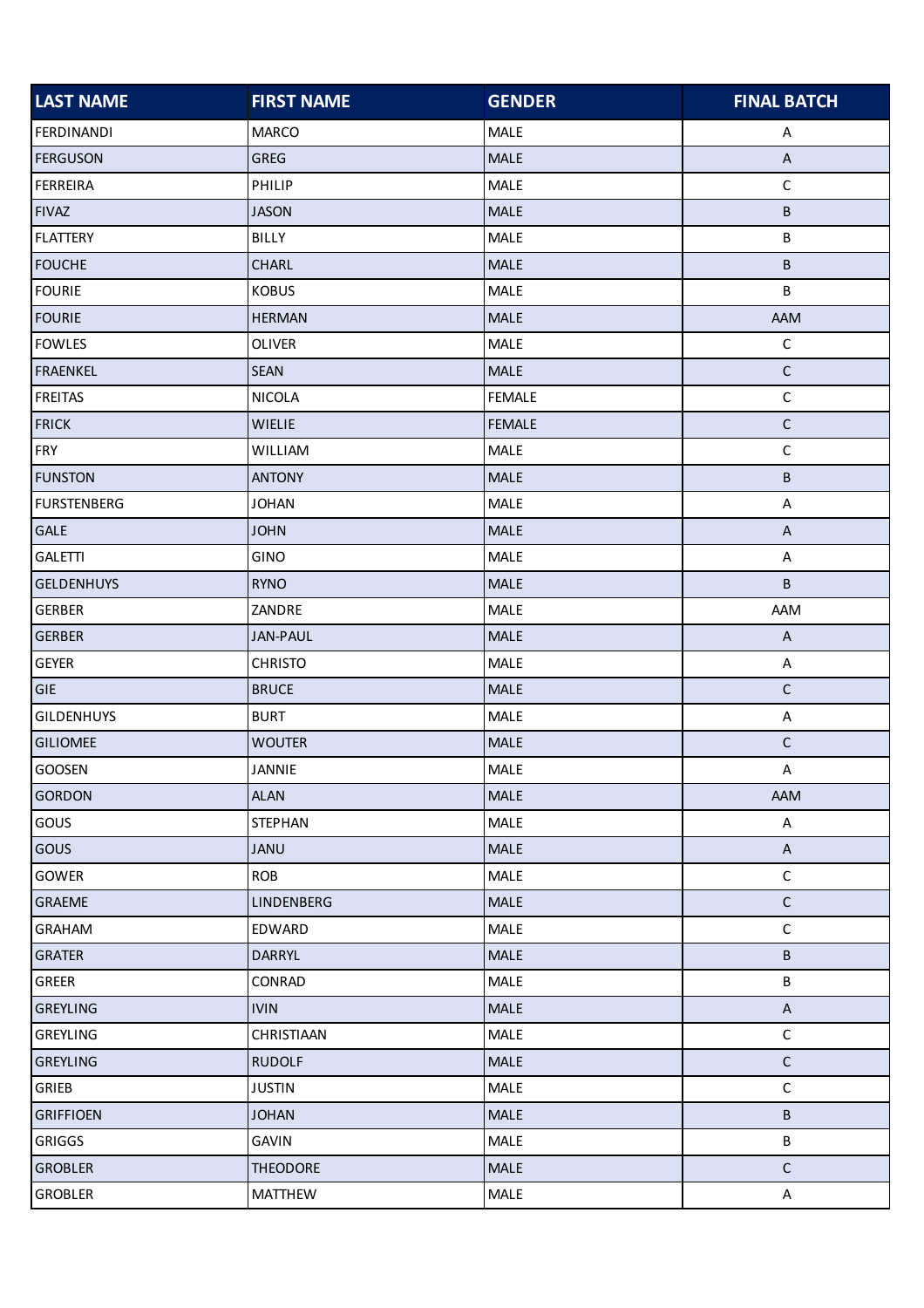| LAST NAME | FIRST NAME | GENDER | FINAL BATCH |
|---|---|---|---|
| FERDINANDI | MARCO | MALE | A |
| FERGUSON | GREG | MALE | A |
| FERREIRA | PHILIP | MALE | C |
| FIVAZ | JASON | MALE | B |
| FLATTERY | BILLY | MALE | B |
| FOUCHE | CHARL | MALE | B |
| FOURIE | KOBUS | MALE | B |
| FOURIE | HERMAN | MALE | AAM |
| FOWLES | OLIVER | MALE | C |
| FRAENKEL | SEAN | MALE | C |
| FREITAS | NICOLA | FEMALE | C |
| FRICK | WIELIE | FEMALE | C |
| FRY | WILLIAM | MALE | C |
| FUNSTON | ANTONY | MALE | B |
| FURSTENBERG | JOHAN | MALE | A |
| GALE | JOHN | MALE | A |
| GALETTI | GINO | MALE | A |
| GELDENHUYS | RYNO | MALE | B |
| GERBER | ZANDRE | MALE | AAM |
| GERBER | JAN-PAUL | MALE | A |
| GEYER | CHRISTO | MALE | A |
| GIE | BRUCE | MALE | C |
| GILDENHUYS | BURT | MALE | A |
| GILIOMEE | WOUTER | MALE | C |
| GOOSEN | JANNIE | MALE | A |
| GORDON | ALAN | MALE | AAM |
| GOUS | STEPHAN | MALE | A |
| GOUS | JANU | MALE | A |
| GOWER | ROB | MALE | C |
| GRAEME | LINDENBERG | MALE | C |
| GRAHAM | EDWARD | MALE | C |
| GRATER | DARRYL | MALE | B |
| GREER | CONRAD | MALE | B |
| GREYLING | IVIN | MALE | A |
| GREYLING | CHRISTIAAN | MALE | C |
| GREYLING | RUDOLF | MALE | C |
| GRIEB | JUSTIN | MALE | C |
| GRIFFIOEN | JOHAN | MALE | B |
| GRIGGS | GAVIN | MALE | B |
| GROBLER | THEODORE | MALE | C |
| GROBLER | MATTHEW | MALE | A |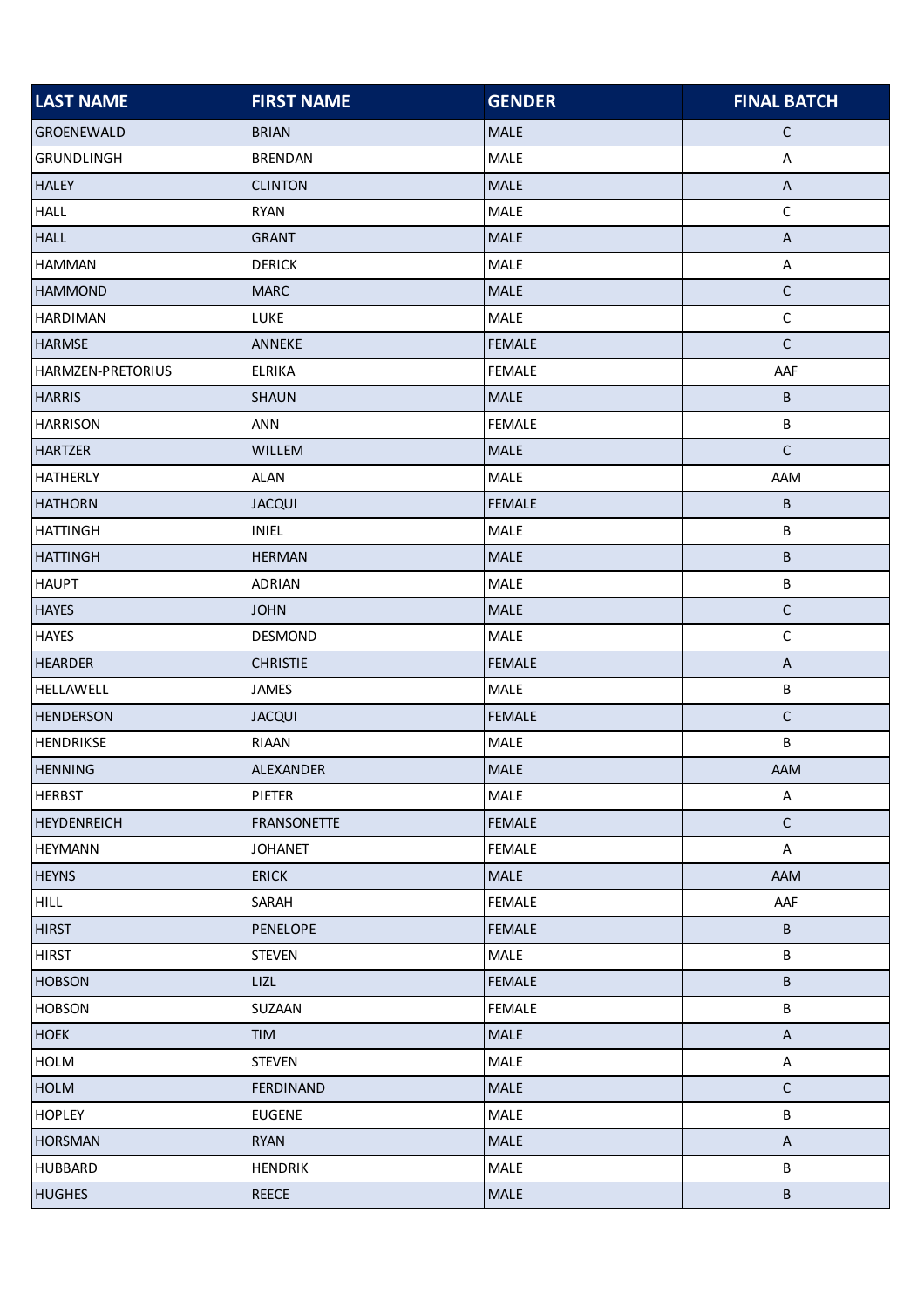| LAST NAME | FIRST NAME | GENDER | FINAL BATCH |
|---|---|---|---|
| GROENEWALD | BRIAN | MALE | C |
| GRUNDLINGH | BRENDAN | MALE | A |
| HALEY | CLINTON | MALE | A |
| HALL | RYAN | MALE | C |
| HALL | GRANT | MALE | A |
| HAMMAN | DERICK | MALE | A |
| HAMMOND | MARC | MALE | C |
| HARDIMAN | LUKE | MALE | C |
| HARMSE | ANNEKE | FEMALE | C |
| HARMZEN-PRETORIUS | ELRIKA | FEMALE | AAF |
| HARRIS | SHAUN | MALE | B |
| HARRISON | ANN | FEMALE | B |
| HARTZER | WILLEM | MALE | C |
| HATHERLY | ALAN | MALE | AAM |
| HATHORN | JACQUI | FEMALE | B |
| HATTINGH | INIEL | MALE | B |
| HATTINGH | HERMAN | MALE | B |
| HAUPT | ADRIAN | MALE | B |
| HAYES | JOHN | MALE | C |
| HAYES | DESMOND | MALE | C |
| HEARDER | CHRISTIE | FEMALE | A |
| HELLAWELL | JAMES | MALE | B |
| HENDERSON | JACQUI | FEMALE | C |
| HENDRIKSE | RIAAN | MALE | B |
| HENNING | ALEXANDER | MALE | AAM |
| HERBST | PIETER | MALE | A |
| HEYDENREICH | FRANSONETTE | FEMALE | C |
| HEYMANN | JOHANET | FEMALE | A |
| HEYNS | ERICK | MALE | AAM |
| HILL | SARAH | FEMALE | AAF |
| HIRST | PENELOPE | FEMALE | B |
| HIRST | STEVEN | MALE | B |
| HOBSON | LIZL | FEMALE | B |
| HOBSON | SUZAAN | FEMALE | B |
| HOEK | TIM | MALE | A |
| HOLM | STEVEN | MALE | A |
| HOLM | FERDINAND | MALE | C |
| HOPLEY | EUGENE | MALE | B |
| HORSMAN | RYAN | MALE | A |
| HUBBARD | HENDRIK | MALE | B |
| HUGHES | REECE | MALE | B |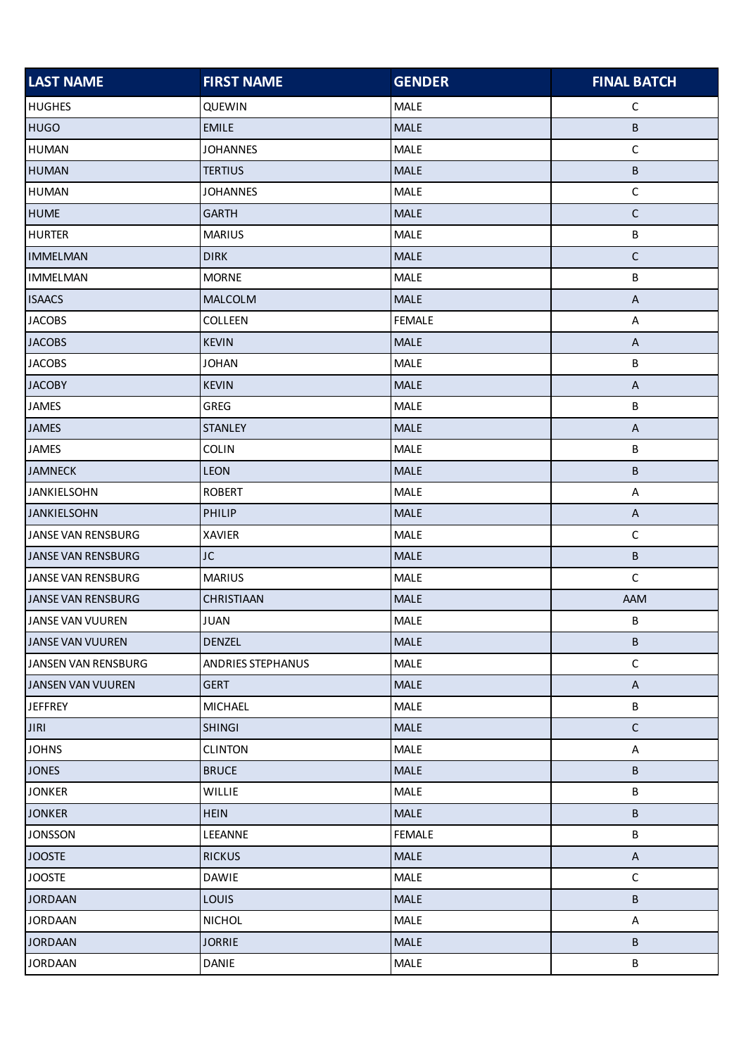| LAST NAME | FIRST NAME | GENDER | FINAL BATCH |
|---|---|---|---|
| HUGHES | QUEWIN | MALE | C |
| HUGO | EMILE | MALE | B |
| HUMAN | JOHANNES | MALE | C |
| HUMAN | TERTIUS | MALE | B |
| HUMAN | JOHANNES | MALE | C |
| HUME | GARTH | MALE | C |
| HURTER | MARIUS | MALE | B |
| IMMELMAN | DIRK | MALE | C |
| IMMELMAN | MORNE | MALE | B |
| ISAACS | MALCOLM | MALE | A |
| JACOBS | COLLEEN | FEMALE | A |
| JACOBS | KEVIN | MALE | A |
| JACOBS | JOHAN | MALE | B |
| JACOBY | KEVIN | MALE | A |
| JAMES | GREG | MALE | B |
| JAMES | STANLEY | MALE | A |
| JAMES | COLIN | MALE | B |
| JAMNECK | LEON | MALE | B |
| JANKIELSOHN | ROBERT | MALE | A |
| JANKIELSOHN | PHILIP | MALE | A |
| JANSE VAN RENSBURG | XAVIER | MALE | C |
| JANSE VAN RENSBURG | JC | MALE | B |
| JANSE VAN RENSBURG | MARIUS | MALE | C |
| JANSE VAN RENSBURG | CHRISTIAAN | MALE | AAM |
| JANSE VAN VUUREN | JUAN | MALE | B |
| JANSE VAN VUUREN | DENZEL | MALE | B |
| JANSEN VAN RENSBURG | ANDRIES STEPHANUS | MALE | C |
| JANSEN VAN VUUREN | GERT | MALE | A |
| JEFFREY | MICHAEL | MALE | B |
| JIRI | SHINGI | MALE | C |
| JOHNS | CLINTON | MALE | A |
| JONES | BRUCE | MALE | B |
| JONKER | WILLIE | MALE | B |
| JONKER | HEIN | MALE | B |
| JONSSON | LEEANNE | FEMALE | B |
| JOOSTE | RICKUS | MALE | A |
| JOOSTE | DAWIE | MALE | C |
| JORDAAN | LOUIS | MALE | B |
| JORDAAN | NICHOL | MALE | A |
| JORDAAN | JORRIE | MALE | B |
| JORDAAN | DANIE | MALE | B |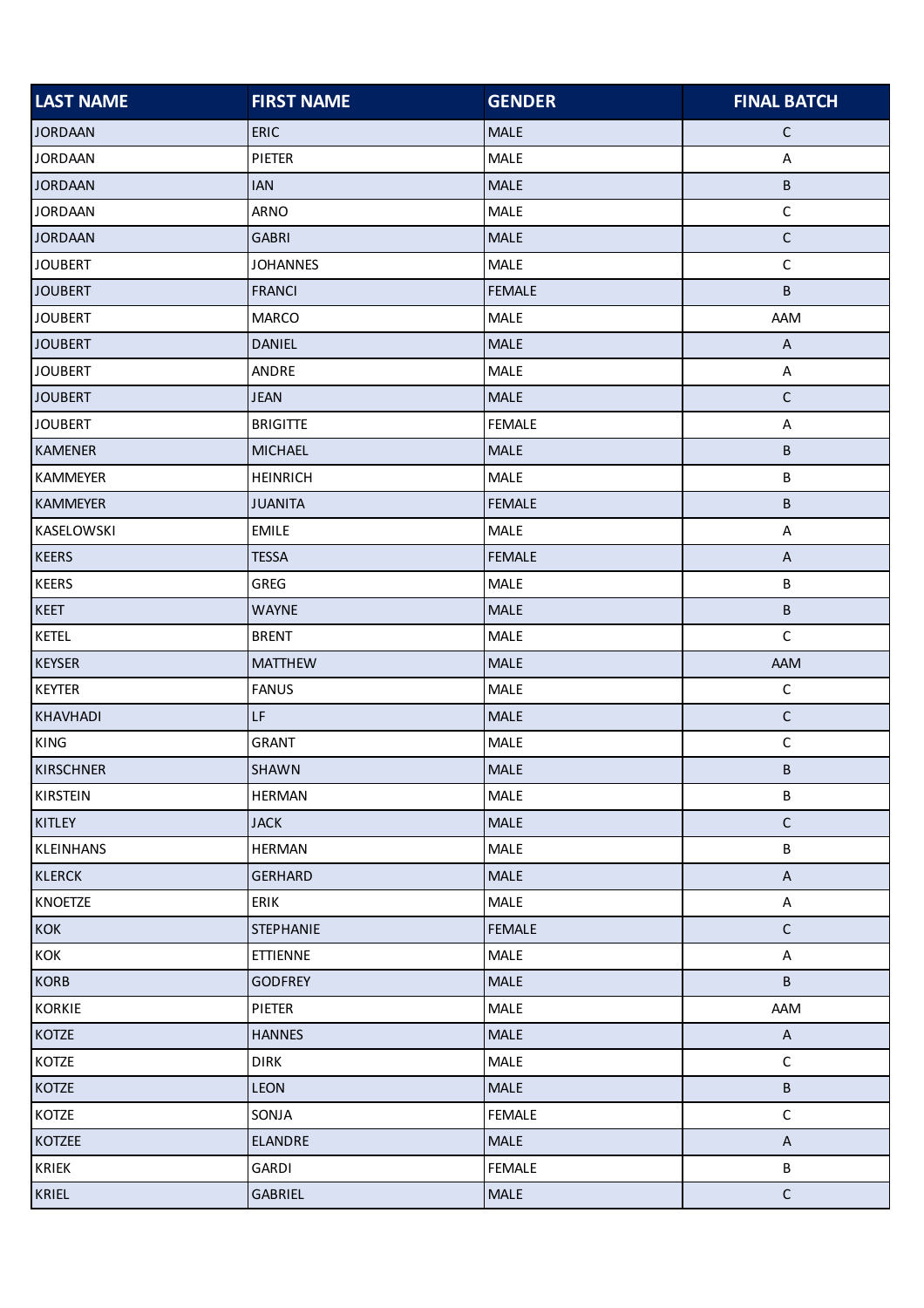| LAST NAME | FIRST NAME | GENDER | FINAL BATCH |
|---|---|---|---|
| JORDAAN | ERIC | MALE | C |
| JORDAAN | PIETER | MALE | A |
| JORDAAN | IAN | MALE | B |
| JORDAAN | ARNO | MALE | C |
| JORDAAN | GABRI | MALE | C |
| JOUBERT | JOHANNES | MALE | C |
| JOUBERT | FRANCI | FEMALE | B |
| JOUBERT | MARCO | MALE | AAM |
| JOUBERT | DANIEL | MALE | A |
| JOUBERT | ANDRE | MALE | A |
| JOUBERT | JEAN | MALE | C |
| JOUBERT | BRIGITTE | FEMALE | A |
| KAMENER | MICHAEL | MALE | B |
| KAMMEYER | HEINRICH | MALE | B |
| KAMMEYER | JUANITA | FEMALE | B |
| KASELOWSKI | EMILE | MALE | A |
| KEERS | TESSA | FEMALE | A |
| KEERS | GREG | MALE | B |
| KEET | WAYNE | MALE | B |
| KETEL | BRENT | MALE | C |
| KEYSER | MATTHEW | MALE | AAM |
| KEYTER | FANUS | MALE | C |
| KHAVHADI | LF | MALE | C |
| KING | GRANT | MALE | C |
| KIRSCHNER | SHAWN | MALE | B |
| KIRSTEIN | HERMAN | MALE | B |
| KITLEY | JACK | MALE | C |
| KLEINHANS | HERMAN | MALE | B |
| KLERCK | GERHARD | MALE | A |
| KNOETZE | ERIK | MALE | A |
| KOK | STEPHANIE | FEMALE | C |
| KOK | ETTIENNE | MALE | A |
| KORB | GODFREY | MALE | B |
| KORKIE | PIETER | MALE | AAM |
| KOTZE | HANNES | MALE | A |
| KOTZE | DIRK | MALE | C |
| KOTZE | LEON | MALE | B |
| KOTZE | SONJA | FEMALE | C |
| KOTZEE | ELANDRE | MALE | A |
| KRIEK | GARDI | FEMALE | B |
| KRIEL | GABRIEL | MALE | C |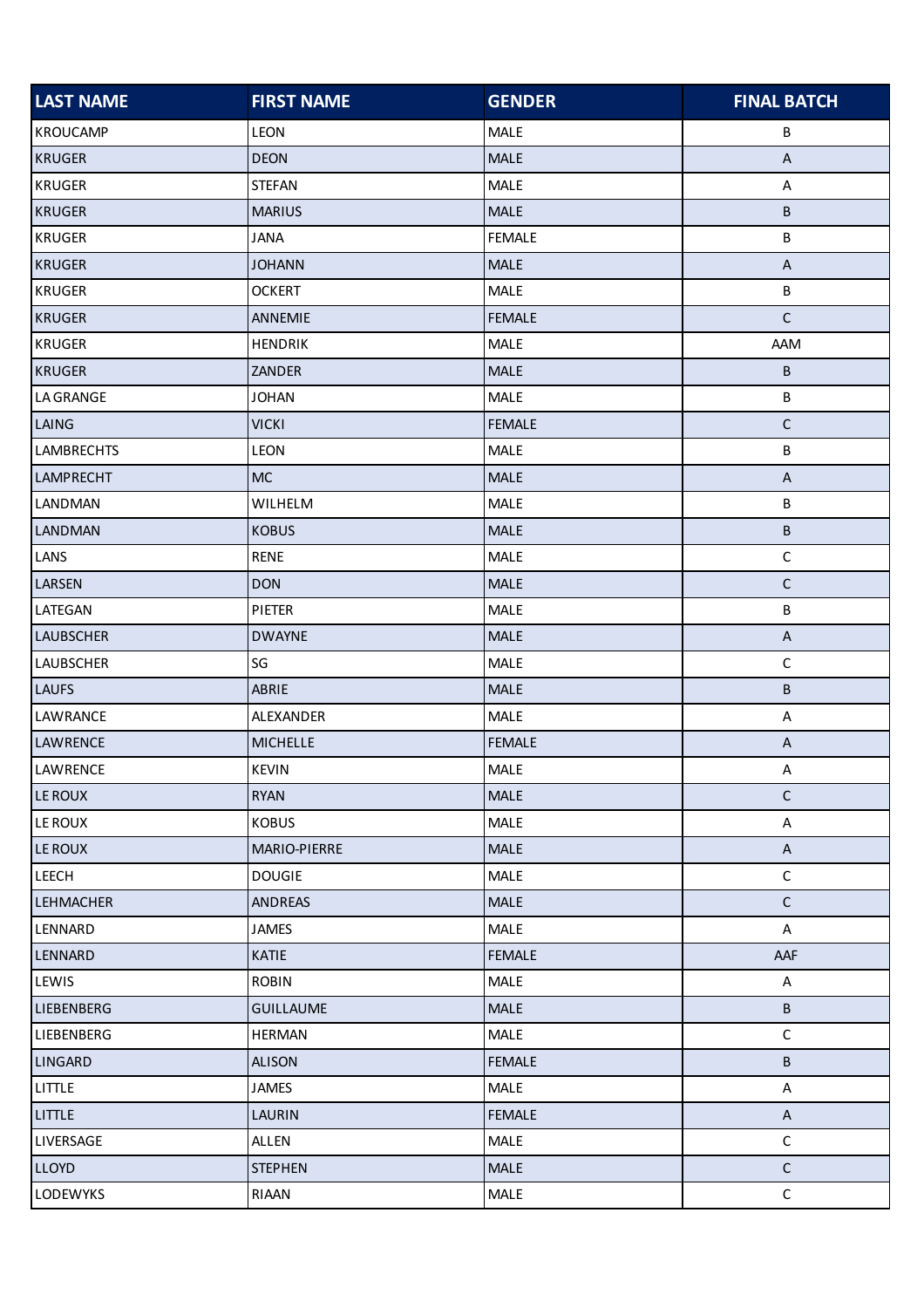| LAST NAME | FIRST NAME | GENDER | FINAL BATCH |
|---|---|---|---|
| KROUCAMP | LEON | MALE | B |
| KRUGER | DEON | MALE | A |
| KRUGER | STEFAN | MALE | A |
| KRUGER | MARIUS | MALE | B |
| KRUGER | JANA | FEMALE | B |
| KRUGER | JOHANN | MALE | A |
| KRUGER | OCKERT | MALE | B |
| KRUGER | ANNEMIE | FEMALE | C |
| KRUGER | HENDRIK | MALE | AAM |
| KRUGER | ZANDER | MALE | B |
| LA GRANGE | JOHAN | MALE | B |
| LAING | VICKI | FEMALE | C |
| LAMBRECHTS | LEON | MALE | B |
| LAMPRECHT | MC | MALE | A |
| LANDMAN | WILHELM | MALE | B |
| LANDMAN | KOBUS | MALE | B |
| LANS | RENE | MALE | C |
| LARSEN | DON | MALE | C |
| LATEGAN | PIETER | MALE | B |
| LAUBSCHER | DWAYNE | MALE | A |
| LAUBSCHER | SG | MALE | C |
| LAUFS | ABRIE | MALE | B |
| LAWRANCE | ALEXANDER | MALE | A |
| LAWRENCE | MICHELLE | FEMALE | A |
| LAWRENCE | KEVIN | MALE | A |
| LE ROUX | RYAN | MALE | C |
| LE ROUX | KOBUS | MALE | A |
| LE ROUX | MARIO-PIERRE | MALE | A |
| LEECH | DOUGIE | MALE | C |
| LEHMACHER | ANDREAS | MALE | C |
| LENNARD | JAMES | MALE | A |
| LENNARD | KATIE | FEMALE | AAF |
| LEWIS | ROBIN | MALE | A |
| LIEBENBERG | GUILLAUME | MALE | B |
| LIEBENBERG | HERMAN | MALE | C |
| LINGARD | ALISON | FEMALE | B |
| LITTLE | JAMES | MALE | A |
| LITTLE | LAURIN | FEMALE | A |
| LIVERSAGE | ALLEN | MALE | C |
| LLOYD | STEPHEN | MALE | C |
| LODEWYKS | RIAAN | MALE | C |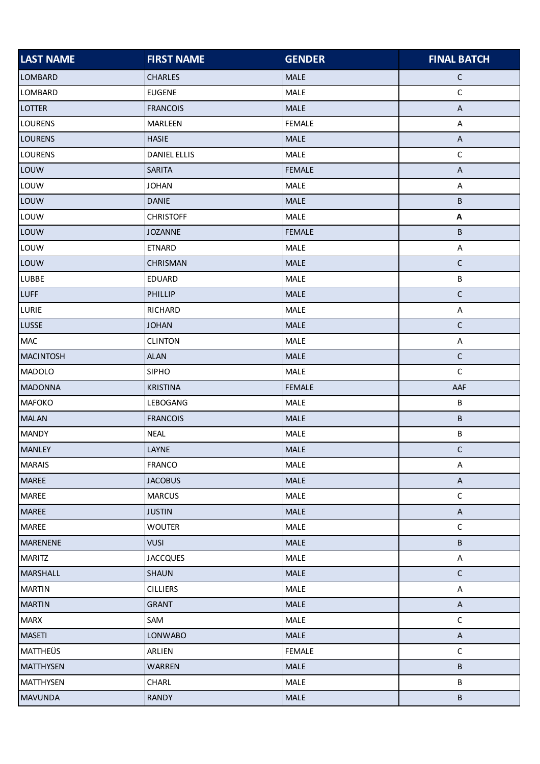| LAST NAME | FIRST NAME | GENDER | FINAL BATCH |
| --- | --- | --- | --- |
| LOMBARD | CHARLES | MALE | C |
| LOMBARD | EUGENE | MALE | C |
| LOTTER | FRANCOIS | MALE | A |
| LOURENS | MARLEEN | FEMALE | A |
| LOURENS | HASIE | MALE | A |
| LOURENS | DANIEL ELLIS | MALE | C |
| LOUW | SARITA | FEMALE | A |
| LOUW | JOHAN | MALE | A |
| LOUW | DANIE | MALE | B |
| LOUW | CHRISTOFF | MALE | **A** |
| LOUW | JOZANNE | FEMALE | B |
| LOUW | ETNARD | MALE | A |
| LOUW | CHRISMAN | MALE | C |
| LUBBE | EDUARD | MALE | B |
| LUFF | PHILLIP | MALE | C |
| LURIE | RICHARD | MALE | A |
| LUSSE | JOHAN | MALE | C |
| MAC | CLINTON | MALE | A |
| MACINTOSH | ALAN | MALE | C |
| MADOLO | SIPHO | MALE | C |
| MADONNA | KRISTINA | FEMALE | AAF |
| MAFOKO | LEBOGANG | MALE | B |
| MALAN | FRANCOIS | MALE | B |
| MANDY | NEAL | MALE | B |
| MANLEY | LAYNE | MALE | C |
| MARAIS | FRANCO | MALE | A |
| MAREE | JACOBUS | MALE | A |
| MAREE | MARCUS | MALE | C |
| MAREE | JUSTIN | MALE | A |
| MAREE | WOUTER | MALE | C |
| MARENENE | VUSI | MALE | B |
| MARITZ | JACCQUES | MALE | A |
| MARSHALL | SHAUN | MALE | C |
| MARTIN | CILLIERS | MALE | A |
| MARTIN | GRANT | MALE | A |
| MARX | SAM | MALE | C |
| MASETI | LONWABO | MALE | A |
| MATTHEÜS | ARLIEN | FEMALE | C |
| MATTHYSEN | WARREN | MALE | B |
| MATTHYSEN | CHARL | MALE | B |
| MAVUNDA | RANDY | MALE | B |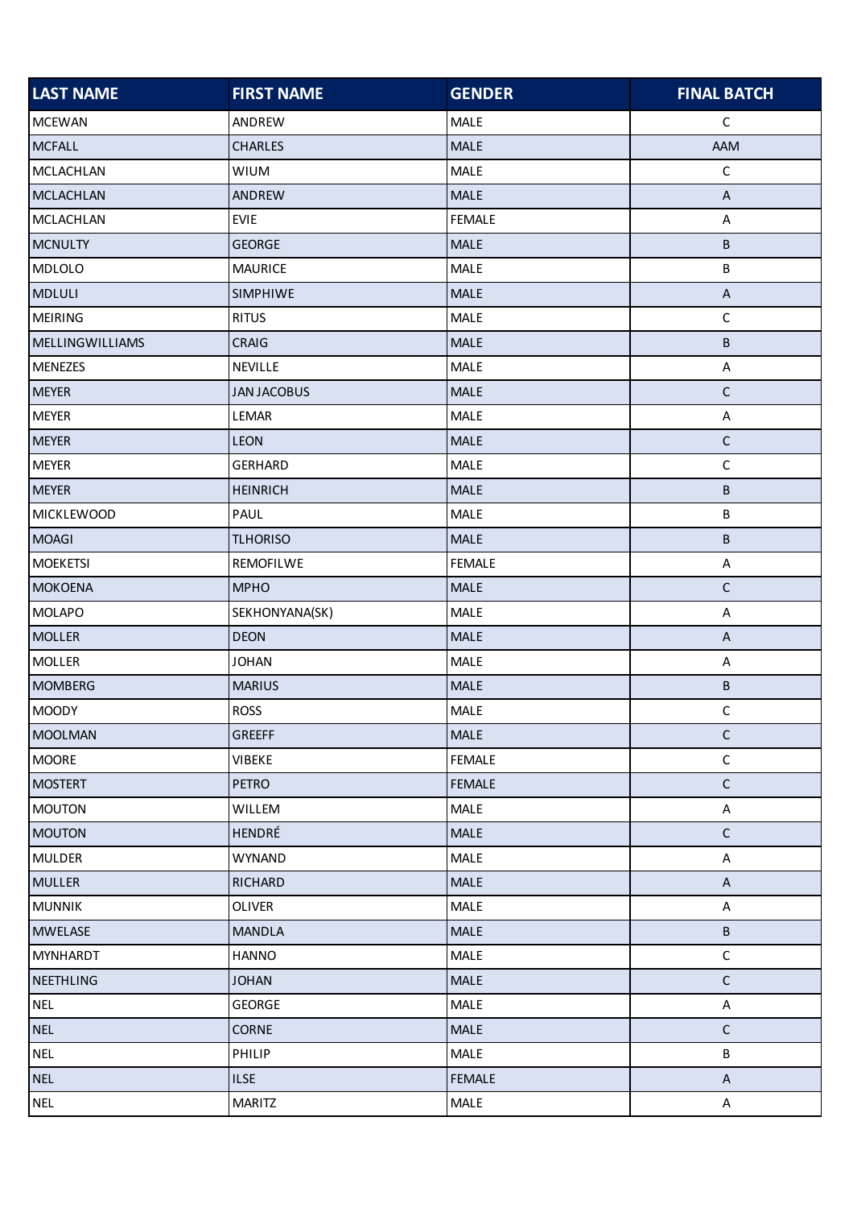| LAST NAME | FIRST NAME | GENDER | FINAL BATCH |
|---|---|---|---|
| MCEWAN | ANDREW | MALE | C |
| MCFALL | CHARLES | MALE | AAM |
| MCLACHLAN | WIUM | MALE | C |
| MCLACHLAN | ANDREW | MALE | A |
| MCLACHLAN | EVIE | FEMALE | A |
| MCNULTY | GEORGE | MALE | B |
| MDLOLO | MAURICE | MALE | B |
| MDLULI | SIMPHIWE | MALE | A |
| MEIRING | RITUS | MALE | C |
| MELLINGWILLIAMS | CRAIG | MALE | B |
| MENEZES | NEVILLE | MALE | A |
| MEYER | JAN JACOBUS | MALE | C |
| MEYER | LEMAR | MALE | A |
| MEYER | LEON | MALE | C |
| MEYER | GERHARD | MALE | C |
| MEYER | HEINRICH | MALE | B |
| MICKLEWOOD | PAUL | MALE | B |
| MOAGI | TLHORISO | MALE | B |
| MOEKETSI | REMOFILWE | FEMALE | A |
| MOKOENA | MPHO | MALE | C |
| MOLAPO | SEKHONYANA(SK) | MALE | A |
| MOLLER | DEON | MALE | A |
| MOLLER | JOHAN | MALE | A |
| MOMBERG | MARIUS | MALE | B |
| MOODY | ROSS | MALE | C |
| MOOLMAN | GREEFF | MALE | C |
| MOORE | VIBEKE | FEMALE | C |
| MOSTERT | PETRO | FEMALE | C |
| MOUTON | WILLEM | MALE | A |
| MOUTON | HENDRÉ | MALE | C |
| MULDER | WYNAND | MALE | A |
| MULLER | RICHARD | MALE | A |
| MUNNIK | OLIVER | MALE | A |
| MWELASE | MANDLA | MALE | B |
| MYNHARDT | HANNO | MALE | C |
| NEETHLING | JOHAN | MALE | C |
| NEL | GEORGE | MALE | A |
| NEL | CORNE | MALE | C |
| NEL | PHILIP | MALE | B |
| NEL | ILSE | FEMALE | A |
| NEL | MARITZ | MALE | A |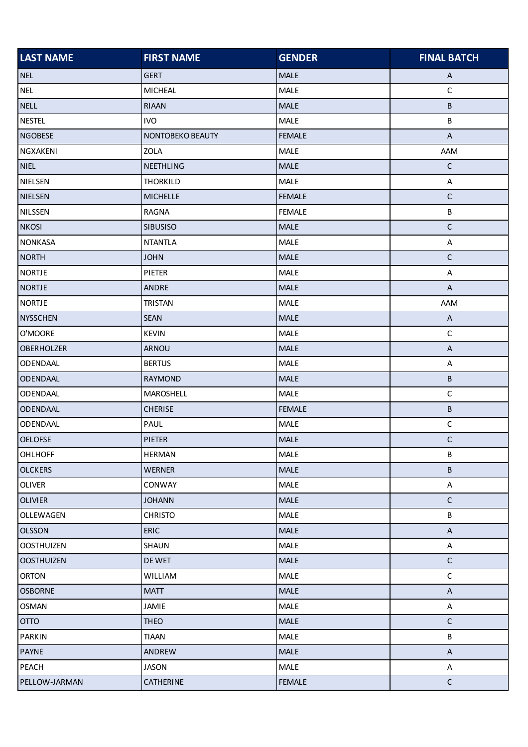| LAST NAME | FIRST NAME | GENDER | FINAL BATCH |
|---|---|---|---|
| NEL | GERT | MALE | A |
| NEL | MICHEAL | MALE | C |
| NELL | RIAAN | MALE | B |
| NESTEL | IVO | MALE | B |
| NGOBESE | NONTOBEKO BEAUTY | FEMALE | A |
| NGXAKENI | ZOLA | MALE | AAM |
| NIEL | NEETHLING | MALE | C |
| NIELSEN | THORKILD | MALE | A |
| NIELSEN | MICHELLE | FEMALE | C |
| NILSSEN | RAGNA | FEMALE | B |
| NKOSI | SIBUSISO | MALE | C |
| NONKASA | NTANTLA | MALE | A |
| NORTH | JOHN | MALE | C |
| NORTJE | PIETER | MALE | A |
| NORTJE | ANDRE | MALE | A |
| NORTJE | TRISTAN | MALE | AAM |
| NYSSCHEN | SEAN | MALE | A |
| O'MOORE | KEVIN | MALE | C |
| OBERHOLZER | ARNOU | MALE | A |
| ODENDAAL | BERTUS | MALE | A |
| ODENDAAL | RAYMOND | MALE | B |
| ODENDAAL | MAROSHELL | MALE | C |
| ODENDAAL | CHERISE | FEMALE | B |
| ODENDAAL | PAUL | MALE | C |
| OELOFSE | PIETER | MALE | C |
| OHLHOFF | HERMAN | MALE | B |
| OLCKERS | WERNER | MALE | B |
| OLIVER | CONWAY | MALE | A |
| OLIVIER | JOHANN | MALE | C |
| OLLEWAGEN | CHRISTO | MALE | B |
| OLSSON | ERIC | MALE | A |
| OOSTHUIZEN | SHAUN | MALE | A |
| OOSTHUIZEN | DE WET | MALE | C |
| ORTON | WILLIAM | MALE | C |
| OSBORNE | MATT | MALE | A |
| OSMAN | JAMIE | MALE | A |
| OTTO | THEO | MALE | C |
| PARKIN | TIAAN | MALE | B |
| PAYNE | ANDREW | MALE | A |
| PEACH | JASON | MALE | A |
| PELLOW-JARMAN | CATHERINE | FEMALE | C |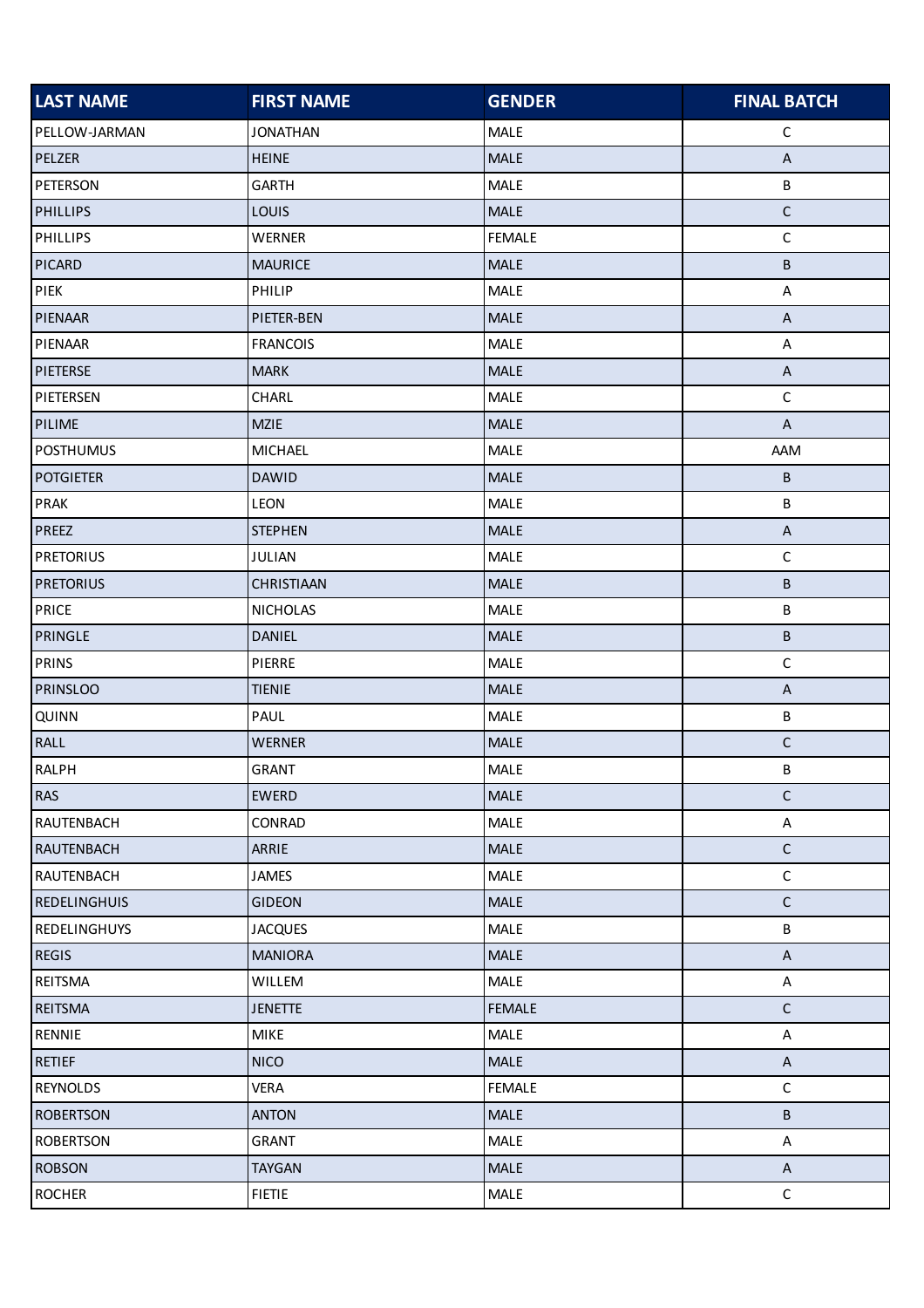| LAST NAME | FIRST NAME | GENDER | FINAL BATCH |
|---|---|---|---|
| PELLOW-JARMAN | JONATHAN | MALE | C |
| PELZER | HEINE | MALE | A |
| PETERSON | GARTH | MALE | B |
| PHILLIPS | LOUIS | MALE | C |
| PHILLIPS | WERNER | FEMALE | C |
| PICARD | MAURICE | MALE | B |
| PIEK | PHILIP | MALE | A |
| PIENAAR | PIETER-BEN | MALE | A |
| PIENAAR | FRANCOIS | MALE | A |
| PIETERSE | MARK | MALE | A |
| PIETERSEN | CHARL | MALE | C |
| PILIME | MZIE | MALE | A |
| POSTHUMUS | MICHAEL | MALE | AAM |
| POTGIETER | DAWID | MALE | B |
| PRAK | LEON | MALE | B |
| PREEZ | STEPHEN | MALE | A |
| PRETORIUS | JULIAN | MALE | C |
| PRETORIUS | CHRISTIAAN | MALE | B |
| PRICE | NICHOLAS | MALE | B |
| PRINGLE | DANIEL | MALE | B |
| PRINS | PIERRE | MALE | C |
| PRINSLOO | TIENIE | MALE | A |
| QUINN | PAUL | MALE | B |
| RALL | WERNER | MALE | C |
| RALPH | GRANT | MALE | B |
| RAS | EWERD | MALE | C |
| RAUTENBACH | CONRAD | MALE | A |
| RAUTENBACH | ARRIE | MALE | C |
| RAUTENBACH | JAMES | MALE | C |
| REDELINGHUIS | GIDEON | MALE | C |
| REDELINGHUYS | JACQUES | MALE | B |
| REGIS | MANIORA | MALE | A |
| REITSMA | WILLEM | MALE | A |
| REITSMA | JENETTE | FEMALE | C |
| RENNIE | MIKE | MALE | A |
| RETIEF | NICO | MALE | A |
| REYNOLDS | VERA | FEMALE | C |
| ROBERTSON | ANTON | MALE | B |
| ROBERTSON | GRANT | MALE | A |
| ROBSON | TAYGAN | MALE | A |
| ROCHER | FIETIE | MALE | C |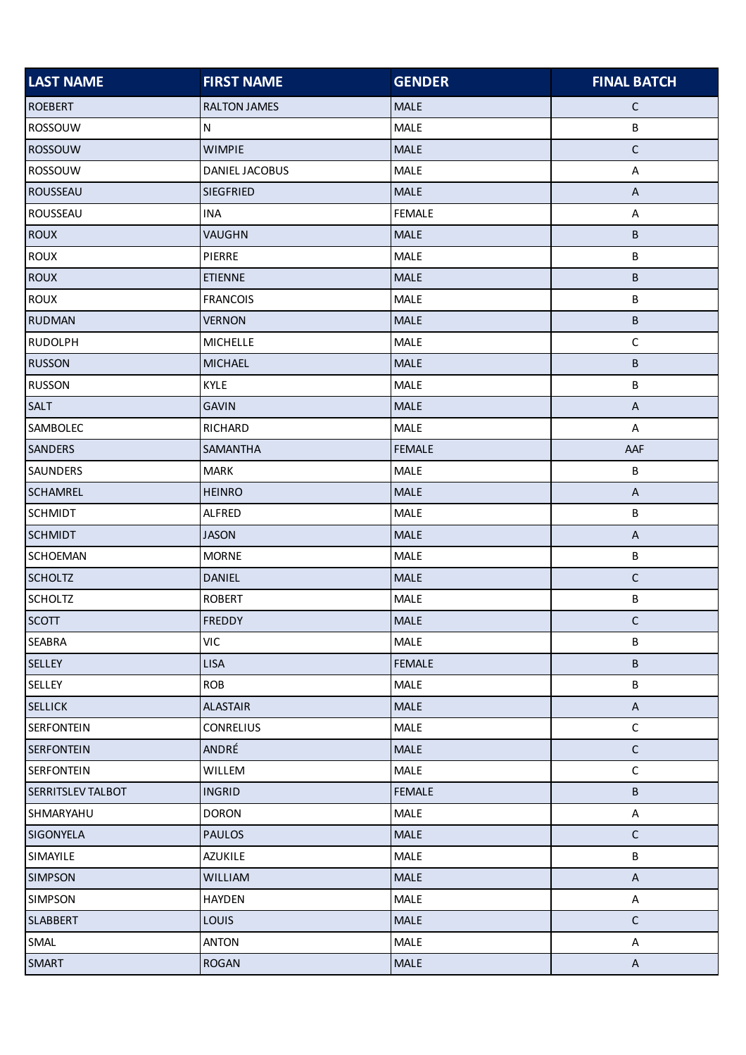| LAST NAME | FIRST NAME | GENDER | FINAL BATCH |
|---|---|---|---|
| ROEBERT | RALTON JAMES | MALE | C |
| ROSSOUW | N | MALE | B |
| ROSSOUW | WIMPIE | MALE | C |
| ROSSOUW | DANIEL JACOBUS | MALE | A |
| ROUSSEAU | SIEGFRIED | MALE | A |
| ROUSSEAU | INA | FEMALE | A |
| ROUX | VAUGHN | MALE | B |
| ROUX | PIERRE | MALE | B |
| ROUX | ETIENNE | MALE | B |
| ROUX | FRANCOIS | MALE | B |
| RUDMAN | VERNON | MALE | B |
| RUDOLPH | MICHELLE | MALE | C |
| RUSSON | MICHAEL | MALE | B |
| RUSSON | KYLE | MALE | B |
| SALT | GAVIN | MALE | A |
| SAMBOLEC | RICHARD | MALE | A |
| SANDERS | SAMANTHA | FEMALE | AAF |
| SAUNDERS | MARK | MALE | B |
| SCHAMREL | HEINRO | MALE | A |
| SCHMIDT | ALFRED | MALE | B |
| SCHMIDT | JASON | MALE | A |
| SCHOEMAN | MORNE | MALE | B |
| SCHOLTZ | DANIEL | MALE | C |
| SCHOLTZ | ROBERT | MALE | B |
| SCOTT | FREDDY | MALE | C |
| SEABRA | VIC | MALE | B |
| SELLEY | LISA | FEMALE | B |
| SELLEY | ROB | MALE | B |
| SELLICK | ALASTAIR | MALE | A |
| SERFONTEIN | CONRELIUS | MALE | C |
| SERFONTEIN | ANDRÉ | MALE | C |
| SERFONTEIN | WILLEM | MALE | C |
| SERRITSLEV TALBOT | INGRID | FEMALE | B |
| SHMARYAHU | DORON | MALE | A |
| SIGONYELA | PAULOS | MALE | C |
| SIMAYILE | AZUKILE | MALE | B |
| SIMPSON | WILLIAM | MALE | A |
| SIMPSON | HAYDEN | MALE | A |
| SLABBERT | LOUIS | MALE | C |
| SMAL | ANTON | MALE | A |
| SMART | ROGAN | MALE | A |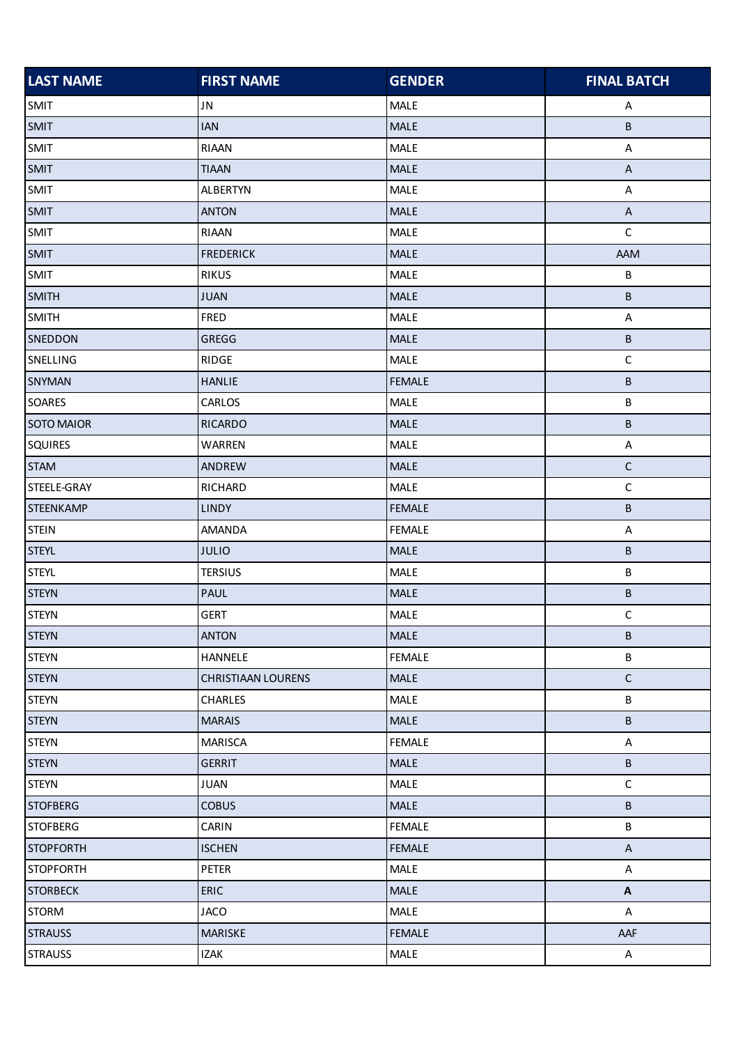| LAST NAME | FIRST NAME | GENDER | FINAL BATCH |
|---|---|---|---|
| SMIT | JN | MALE | A |
| SMIT | IAN | MALE | B |
| SMIT | RIAAN | MALE | A |
| SMIT | TIAAN | MALE | A |
| SMIT | ALBERTYN | MALE | A |
| SMIT | ANTON | MALE | A |
| SMIT | RIAAN | MALE | C |
| SMIT | FREDERICK | MALE | AAM |
| SMIT | RIKUS | MALE | B |
| SMITH | JUAN | MALE | B |
| SMITH | FRED | MALE | A |
| SNEDDON | GREGG | MALE | B |
| SNELLING | RIDGE | MALE | C |
| SNYMAN | HANLIE | FEMALE | B |
| SOARES | CARLOS | MALE | B |
| SOTO MAIOR | RICARDO | MALE | B |
| SQUIRES | WARREN | MALE | A |
| STAM | ANDREW | MALE | C |
| STEELE-GRAY | RICHARD | MALE | C |
| STEENKAMP | LINDY | FEMALE | B |
| STEIN | AMANDA | FEMALE | A |
| STEYL | JULIO | MALE | B |
| STEYL | TERSIUS | MALE | B |
| STEYN | PAUL | MALE | B |
| STEYN | GERT | MALE | C |
| STEYN | ANTON | MALE | B |
| STEYN | HANNELE | FEMALE | B |
| STEYN | CHRISTIAAN LOURENS | MALE | C |
| STEYN | CHARLES | MALE | B |
| STEYN | MARAIS | MALE | B |
| STEYN | MARISCA | FEMALE | A |
| STEYN | GERRIT | MALE | B |
| STEYN | JUAN | MALE | C |
| STOFBERG | COBUS | MALE | B |
| STOFBERG | CARIN | FEMALE | B |
| STOPFORTH | ISCHEN | FEMALE | A |
| STOPFORTH | PETER | MALE | A |
| STORBECK | ERIC | MALE | **A** |
| STORM | JACO | MALE | A |
| STRAUSS | MARISKE | FEMALE | AAF |
| STRAUSS | IZAK | MALE | A |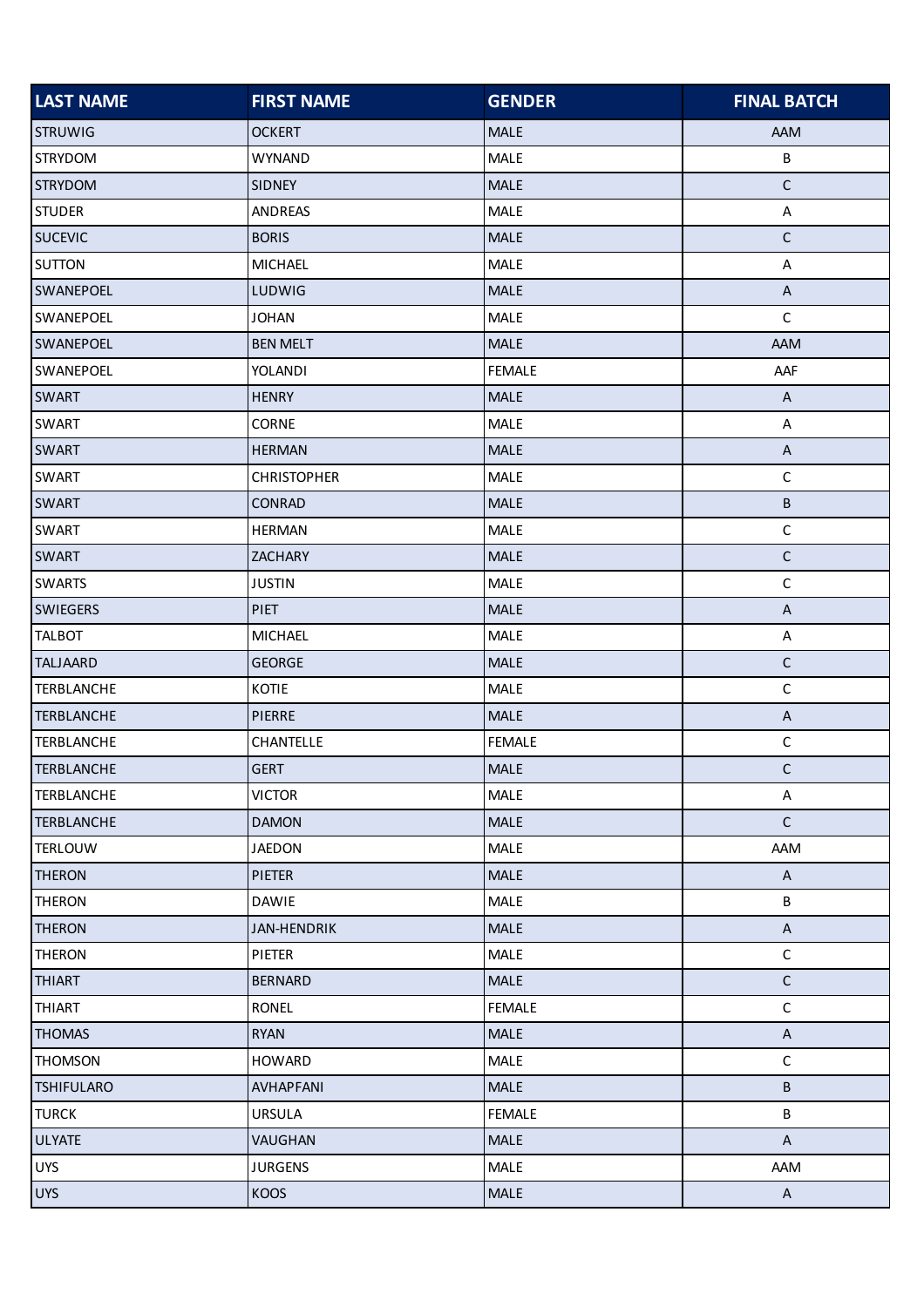| LAST NAME | FIRST NAME | GENDER | FINAL BATCH |
|---|---|---|---|
| STRUWIG | OCKERT | MALE | AAM |
| STRYDOM | WYNAND | MALE | B |
| STRYDOM | SIDNEY | MALE | C |
| STUDER | ANDREAS | MALE | A |
| SUCEVIC | BORIS | MALE | C |
| SUTTON | MICHAEL | MALE | A |
| SWANEPOEL | LUDWIG | MALE | A |
| SWANEPOEL | JOHAN | MALE | C |
| SWANEPOEL | BEN MELT | MALE | AAM |
| SWANEPOEL | YOLANDI | FEMALE | AAF |
| SWART | HENRY | MALE | A |
| SWART | CORNE | MALE | A |
| SWART | HERMAN | MALE | A |
| SWART | CHRISTOPHER | MALE | C |
| SWART | CONRAD | MALE | B |
| SWART | HERMAN | MALE | C |
| SWART | ZACHARY | MALE | C |
| SWARTS | JUSTIN | MALE | C |
| SWIEGERS | PIET | MALE | A |
| TALBOT | MICHAEL | MALE | A |
| TALJAARD | GEORGE | MALE | C |
| TERBLANCHE | KOTIE | MALE | C |
| TERBLANCHE | PIERRE | MALE | A |
| TERBLANCHE | CHANTELLE | FEMALE | C |
| TERBLANCHE | GERT | MALE | C |
| TERBLANCHE | VICTOR | MALE | A |
| TERBLANCHE | DAMON | MALE | C |
| TERLOUW | JAEDON | MALE | AAM |
| THERON | PIETER | MALE | A |
| THERON | DAWIE | MALE | B |
| THERON | JAN-HENDRIK | MALE | A |
| THERON | PIETER | MALE | C |
| THIART | BERNARD | MALE | C |
| THIART | RONEL | FEMALE | C |
| THOMAS | RYAN | MALE | A |
| THOMSON | HOWARD | MALE | C |
| TSHIFULARO | AVHAPFANI | MALE | B |
| TURCK | URSULA | FEMALE | B |
| ULYATE | VAUGHAN | MALE | A |
| UYS | JURGENS | MALE | AAM |
| UYS | KOOS | MALE | A |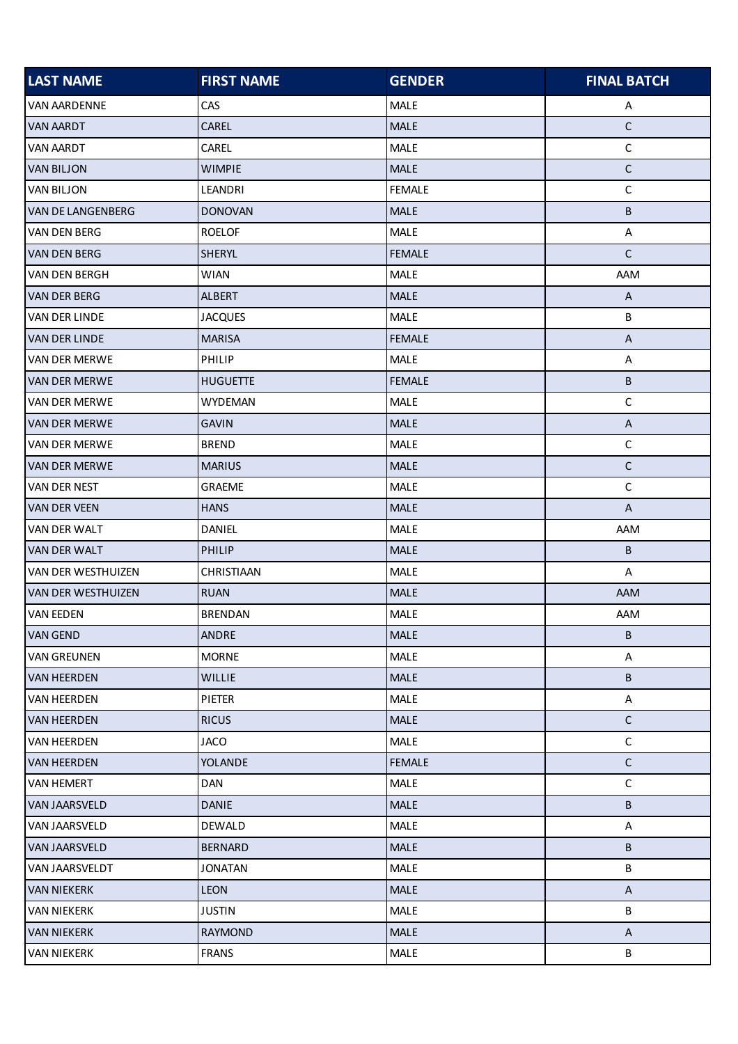| LAST NAME | FIRST NAME | GENDER | FINAL BATCH |
|---|---|---|---|
| VAN AARDENNE | CAS | MALE | A |
| VAN AARDT | CAREL | MALE | C |
| VAN AARDT | CAREL | MALE | C |
| VAN BILJON | WIMPIE | MALE | C |
| VAN BILJON | LEANDRI | FEMALE | C |
| VAN DE LANGENBERG | DONOVAN | MALE | B |
| VAN DEN BERG | ROELOF | MALE | A |
| VAN DEN BERG | SHERYL | FEMALE | C |
| VAN DEN BERGH | WIAN | MALE | AAM |
| VAN DER BERG | ALBERT | MALE | A |
| VAN DER LINDE | JACQUES | MALE | B |
| VAN DER LINDE | MARISA | FEMALE | A |
| VAN DER MERWE | PHILIP | MALE | A |
| VAN DER MERWE | HUGUETTE | FEMALE | B |
| VAN DER MERWE | WYDEMAN | MALE | C |
| VAN DER MERWE | GAVIN | MALE | A |
| VAN DER MERWE | BREND | MALE | C |
| VAN DER MERWE | MARIUS | MALE | C |
| VAN DER NEST | GRAEME | MALE | C |
| VAN DER VEEN | HANS | MALE | A |
| VAN DER WALT | DANIEL | MALE | AAM |
| VAN DER WALT | PHILIP | MALE | B |
| VAN DER WESTHUIZEN | CHRISTIAAN | MALE | A |
| VAN DER WESTHUIZEN | RUAN | MALE | AAM |
| VAN EEDEN | BRENDAN | MALE | AAM |
| VAN GEND | ANDRE | MALE | B |
| VAN GREUNEN | MORNE | MALE | A |
| VAN HEERDEN | WILLIE | MALE | B |
| VAN HEERDEN | PIETER | MALE | A |
| VAN HEERDEN | RICUS | MALE | C |
| VAN HEERDEN | JACO | MALE | C |
| VAN HEERDEN | YOLANDE | FEMALE | C |
| VAN HEMERT | DAN | MALE | C |
| VAN JAARSVELD | DANIE | MALE | B |
| VAN JAARSVELD | DEWALD | MALE | A |
| VAN JAARSVELD | BERNARD | MALE | B |
| VAN JAARSVELDT | JONATAN | MALE | B |
| VAN NIEKERK | LEON | MALE | A |
| VAN NIEKERK | JUSTIN | MALE | B |
| VAN NIEKERK | RAYMOND | MALE | A |
| VAN NIEKERK | FRANS | MALE | B |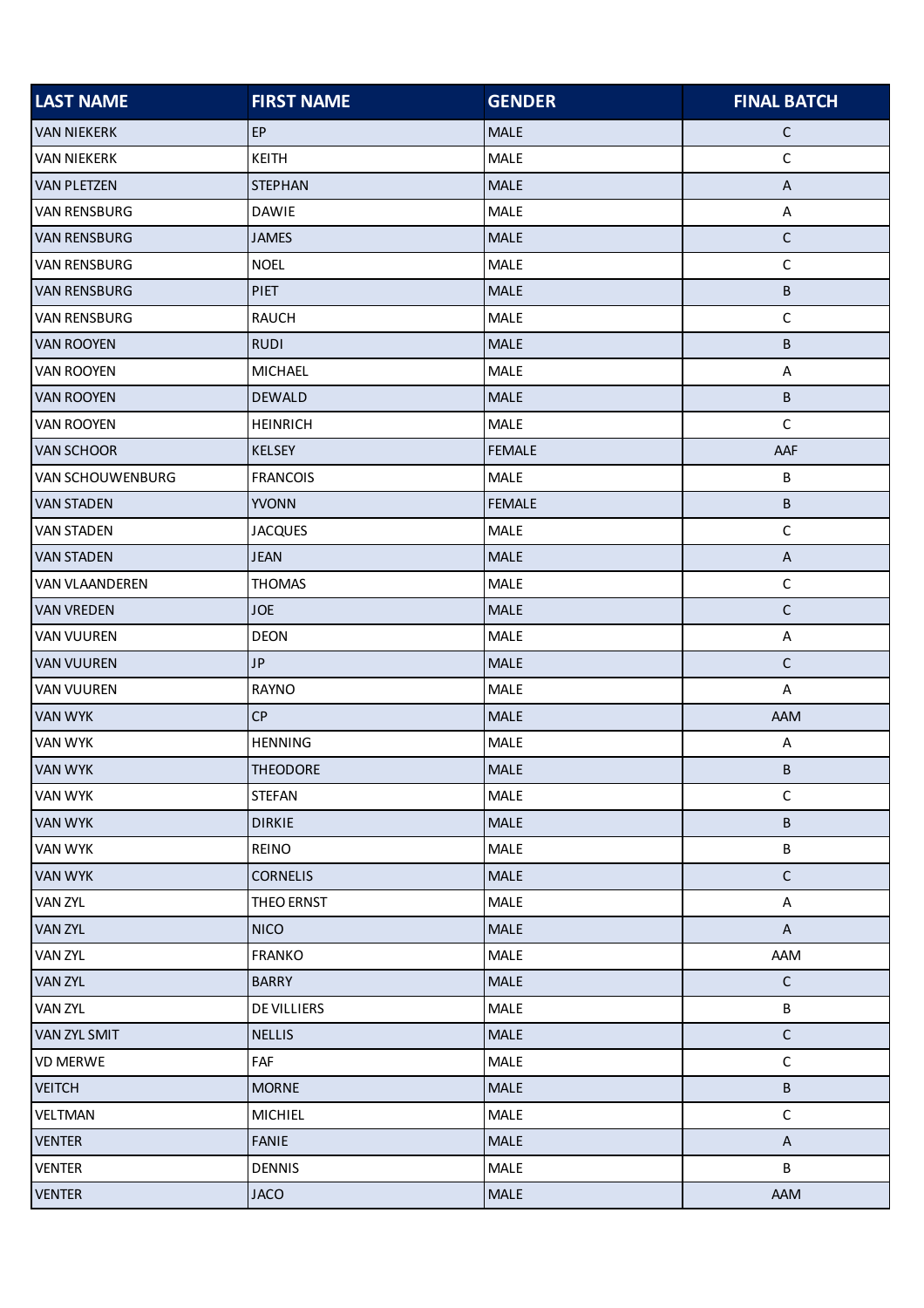| LAST NAME | FIRST NAME | GENDER | FINAL BATCH |
|---|---|---|---|
| VAN NIEKERK | EP | MALE | C |
| VAN NIEKERK | KEITH | MALE | C |
| VAN PLETZEN | STEPHAN | MALE | A |
| VAN RENSBURG | DAWIE | MALE | A |
| VAN RENSBURG | JAMES | MALE | C |
| VAN RENSBURG | NOEL | MALE | C |
| VAN RENSBURG | PIET | MALE | B |
| VAN RENSBURG | RAUCH | MALE | C |
| VAN ROOYEN | RUDI | MALE | B |
| VAN ROOYEN | MICHAEL | MALE | A |
| VAN ROOYEN | DEWALD | MALE | B |
| VAN ROOYEN | HEINRICH | MALE | C |
| VAN SCHOOR | KELSEY | FEMALE | AAF |
| VAN SCHOUWENBURG | FRANCOIS | MALE | B |
| VAN STADEN | YVONN | FEMALE | B |
| VAN STADEN | JACQUES | MALE | C |
| VAN STADEN | JEAN | MALE | A |
| VAN VLAANDEREN | THOMAS | MALE | C |
| VAN VREDEN | JOE | MALE | C |
| VAN VUUREN | DEON | MALE | A |
| VAN VUUREN | JP | MALE | C |
| VAN VUUREN | RAYNO | MALE | A |
| VAN WYK | CP | MALE | AAM |
| VAN WYK | HENNING | MALE | A |
| VAN WYK | THEODORE | MALE | B |
| VAN WYK | STEFAN | MALE | C |
| VAN WYK | DIRKIE | MALE | B |
| VAN WYK | REINO | MALE | B |
| VAN WYK | CORNELIS | MALE | C |
| VAN ZYL | THEO ERNST | MALE | A |
| VAN ZYL | NICO | MALE | A |
| VAN ZYL | FRANKO | MALE | AAM |
| VAN ZYL | BARRY | MALE | C |
| VAN ZYL | DE VILLIERS | MALE | B |
| VAN ZYL SMIT | NELLIS | MALE | C |
| VD MERWE | FAF | MALE | C |
| VEITCH | MORNE | MALE | B |
| VELTMAN | MICHIEL | MALE | C |
| VENTER | FANIE | MALE | A |
| VENTER | DENNIS | MALE | B |
| VENTER | JACO | MALE | AAM |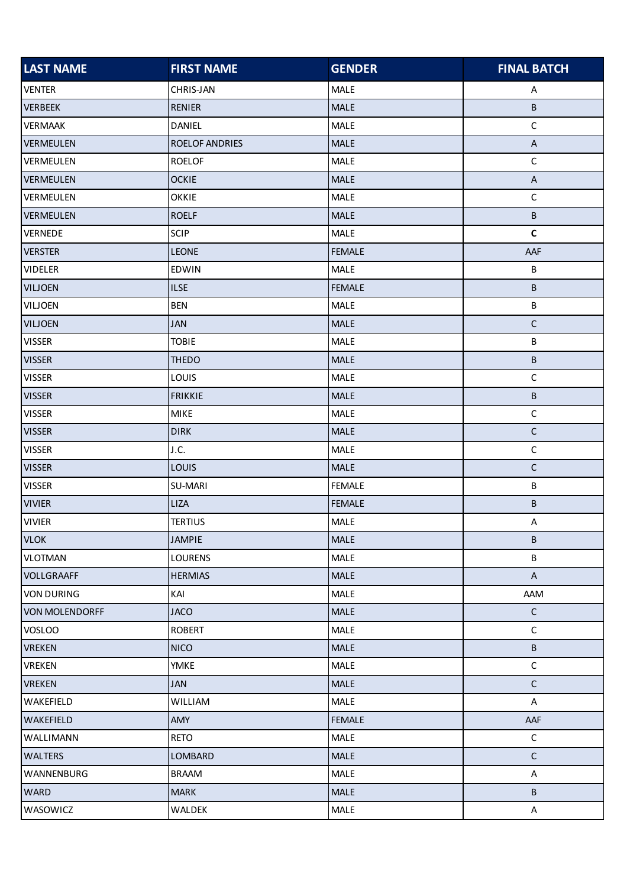| LAST NAME | FIRST NAME | GENDER | FINAL BATCH |
|---|---|---|---|
| VENTER | CHRIS-JAN | MALE | A |
| VERBEEK | RENIER | MALE | B |
| VERMAAK | DANIEL | MALE | C |
| VERMEULEN | ROELOF ANDRIES | MALE | A |
| VERMEULEN | ROELOF | MALE | C |
| VERMEULEN | OCKIE | MALE | A |
| VERMEULEN | OKKIE | MALE | C |
| VERMEULEN | ROELF | MALE | B |
| VERNEDE | SCIP | MALE | **C** |
| VERSTER | LEONE | FEMALE | AAF |
| VIDELER | EDWIN | MALE | B |
| VILJOEN | ILSE | FEMALE | B |
| VILJOEN | BEN | MALE | B |
| VILJOEN | JAN | MALE | C |
| VISSER | TOBIE | MALE | B |
| VISSER | THEDO | MALE | B |
| VISSER | LOUIS | MALE | C |
| VISSER | FRIKKIE | MALE | B |
| VISSER | MIKE | MALE | C |
| VISSER | DIRK | MALE | C |
| VISSER | J.C. | MALE | C |
| VISSER | LOUIS | MALE | C |
| VISSER | SU-MARI | FEMALE | B |
| VIVIER | LIZA | FEMALE | B |
| VIVIER | TERTIUS | MALE | A |
| VLOK | JAMPIE | MALE | B |
| VLOTMAN | LOURENS | MALE | B |
| VOLLGRAAFF | HERMIAS | MALE | A |
| VON DURING | KAI | MALE | AAM |
| VON MOLENDORFF | JACO | MALE | C |
| VOSLOO | ROBERT | MALE | C |
| VREKEN | NICO | MALE | B |
| VREKEN | YMKE | MALE | C |
| VREKEN | JAN | MALE | C |
| WAKEFIELD | WILLIAM | MALE | A |
| WAKEFIELD | AMY | FEMALE | AAF |
| WALLIMANN | RETO | MALE | C |
| WALTERS | LOMBARD | MALE | C |
| WANNENBURG | BRAAM | MALE | A |
| WARD | MARK | MALE | B |
| WASOWICZ | WALDEK | MALE | A |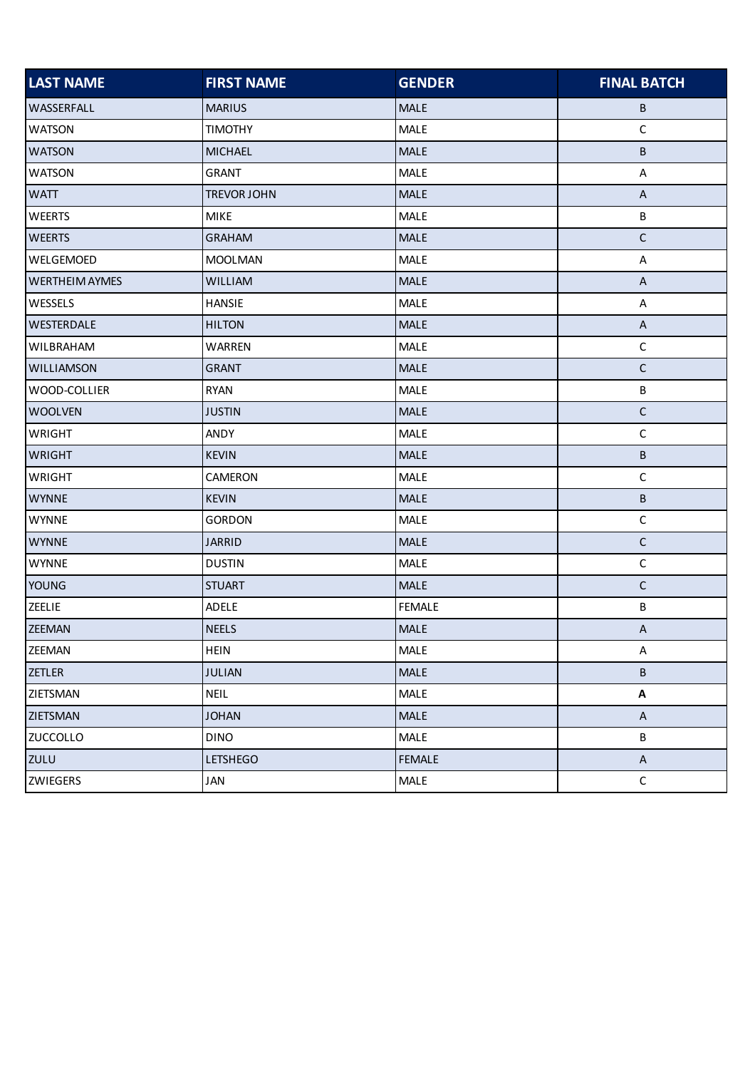| LAST NAME | FIRST NAME | GENDER | FINAL BATCH |
| --- | --- | --- | --- |
| WASSERFALL | MARIUS | MALE | B |
| WATSON | TIMOTHY | MALE | C |
| WATSON | MICHAEL | MALE | B |
| WATSON | GRANT | MALE | A |
| WATT | TREVOR JOHN | MALE | A |
| WEERTS | MIKE | MALE | B |
| WEERTS | GRAHAM | MALE | C |
| WELGEMOED | MOOLMAN | MALE | A |
| WERTHEIM AYMES | WILLIAM | MALE | A |
| WESSELS | HANSIE | MALE | A |
| WESTERDALE | HILTON | MALE | A |
| WILBRAHAM | WARREN | MALE | C |
| WILLIAMSON | GRANT | MALE | C |
| WOOD-COLLIER | RYAN | MALE | B |
| WOOLVEN | JUSTIN | MALE | C |
| WRIGHT | ANDY | MALE | C |
| WRIGHT | KEVIN | MALE | B |
| WRIGHT | CAMERON | MALE | C |
| WYNNE | KEVIN | MALE | B |
| WYNNE | GORDON | MALE | C |
| WYNNE | JARRID | MALE | C |
| WYNNE | DUSTIN | MALE | C |
| YOUNG | STUART | MALE | C |
| ZEELIE | ADELE | FEMALE | B |
| ZEEMAN | NEELS | MALE | A |
| ZEEMAN | HEIN | MALE | A |
| ZETLER | JULIAN | MALE | B |
| ZIETSMAN | NEIL | MALE | **A** |
| ZIETSMAN | JOHAN | MALE | A |
| ZUCCOLLO | DINO | MALE | B |
| ZULU | LETSHEGO | FEMALE | A |
| ZWIEGERS | JAN | MALE | C |